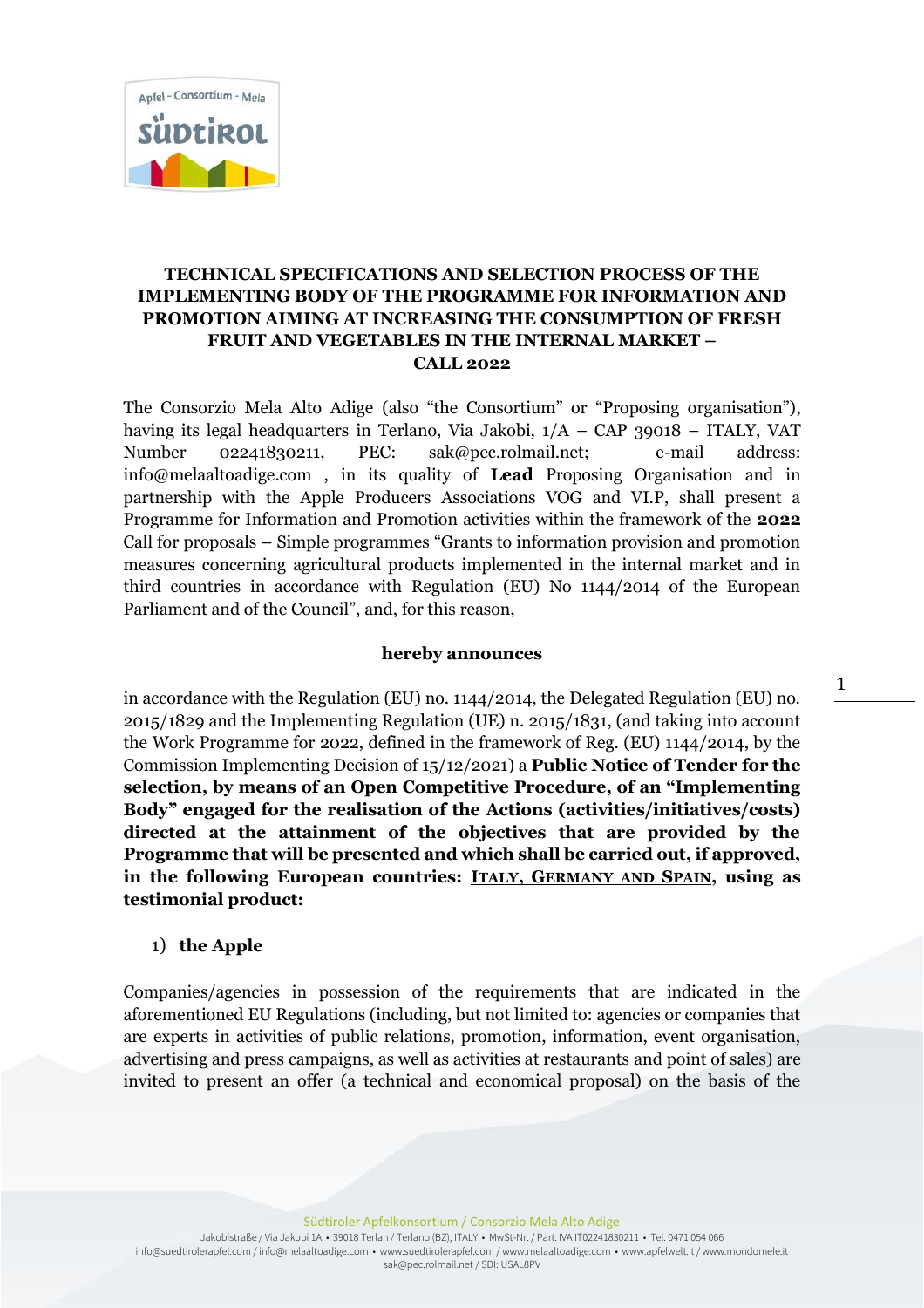## TECHNICAL SPECIFICATIONS AND SELECTION PROCESS OF THE IMPLEMENTING BODY OF THE PROGRAMME FOR INFORMATION AND PROMOTION AIMING AT INCREASING THE CONSUMPTION OF FRESH FRUIT AND VEGETABLES IN THE INTERNAL MARKET – CALL 2022

The Consorzio Mela Alto Adige (also "the Consortium" or "Proposing organisation"), having its legal headquarters in Terlano, Via Jakobi, 1/A – CAP 39018 – ITALY, VAT Number 02241830211, PEC: sak@pec.rolmail.net; e-mail address: info@melaaltoadige.com , in its quality of **Lead** Proposing Organisation and in partnership with the Apple Producers Associations VOG and VI.P, shall present a Programme for Information and Promotion activities within the framework of the **2022** Call for proposals – Simple programmes "Grants to information provision and promotion measures concerning agricultural products implemented in the internal market and in third countries in accordance with Regulation (EU) No 1144/2014 of the European Parliament and of the Council", and, for this reason,

**hereby announces**

in accordance with the Regulation (EU) no. 1144/2014, the Delegated Regulation (EU) no. 2015/1829 and the Implementing Regulation (UE) n. 2015/1831, (and taking into account the Work Programme for 2022, defined in the framework of Reg. (EU) 1144/2014, by the Commission Implementing Decision of 15/12/2021) a **Public Notice of Tender for the selection, by means of an Open Competitive Procedure, of an "Implementing Body" engaged for the realisation of the Actions (activities/initiatives/costs) directed at the attainment of the objectives that are provided by the Programme that will be presented and which shall be carried out, if approved, in the following European countries: ITALY, GERMANY AND SPAIN, using as testimonial product:**

1) **the Apple**

Companies/agencies in possession of the requirements that are indicated in the aforementioned EU Regulations (including, but not limited to: agencies or companies that are experts in activities of public relations, promotion, information, event organisation, advertising and press campaigns, as well as activities at restaurants and point of sales) are invited to present an offer (a technical and economical proposal) on the basis of the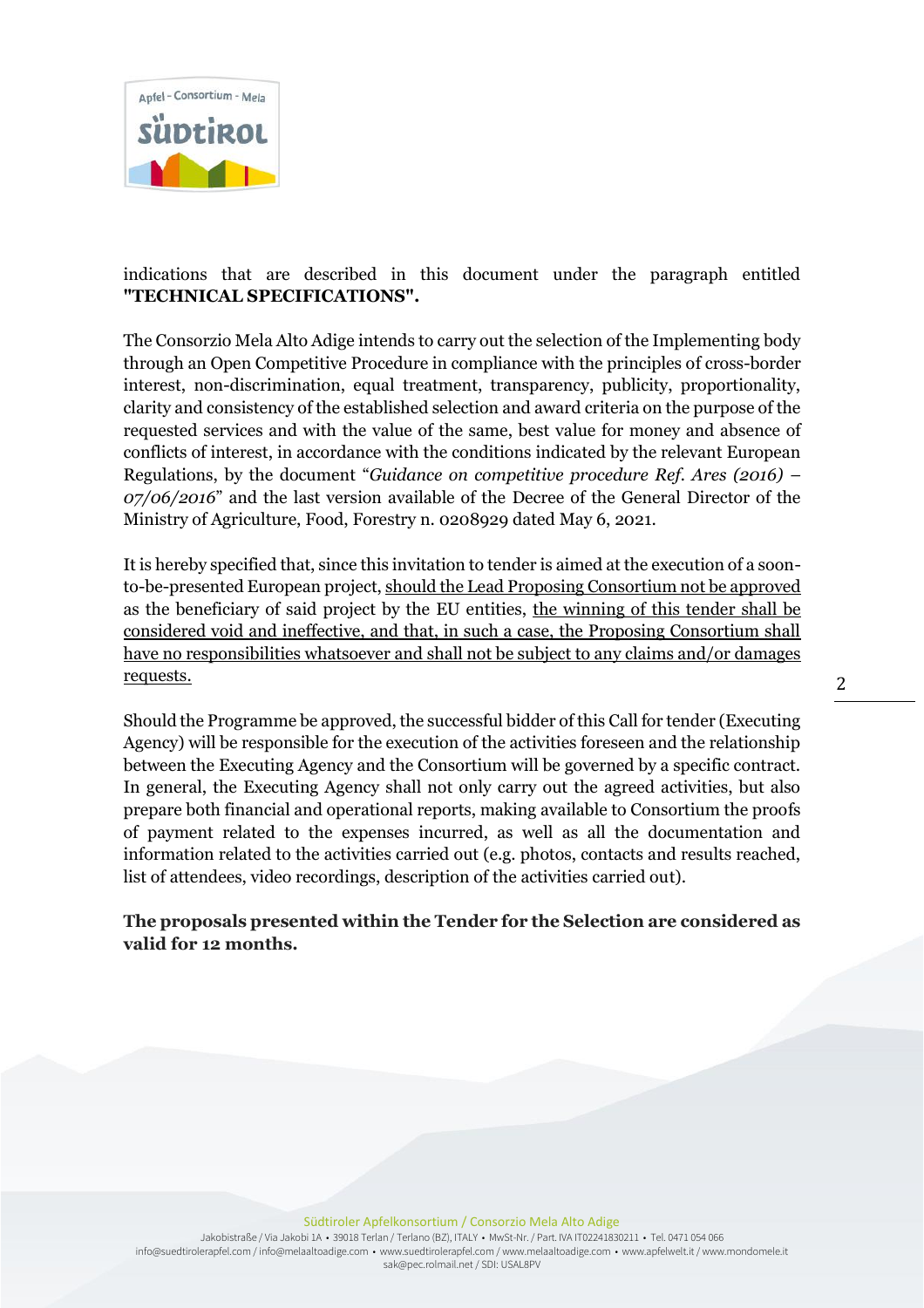indications that are described in this document under the paragraph entitled **"TECHNICAL SPECIFICATIONS".**

The Consorzio Mela Alto Adige intends to carry out the selection of the Implementing body through an Open Competitive Procedure in compliance with the principles of cross-border interest, non-discrimination, equal treatment, transparency, publicity, proportionality, clarity and consistency of the established selection and award criteria on the purpose of the requested services and with the value of the same, best value for money and absence of conflicts of interest, in accordance with the conditions indicated by the relevant European Regulations, by the document "*Guidance on competitive procedure Ref. Ares (2016) – 07/06/2016*" and the last version available of the Decree of the General Director of the Ministry of Agriculture, Food, Forestry n. 0208929 dated May 6, 2021.

It is hereby specified that, since this invitation to tender is aimed at the execution of a soon-to-be-presented European project, should the Lead Proposing Consortium not be approved as the beneficiary of said project by the EU entities, the winning of this tender shall be considered void and ineffective, and that, in such a case, the Proposing Consortium shall have no responsibilities whatsoever and shall not be subject to any claims and/or damages requests.

Should the Programme be approved, the successful bidder of this Call for tender (Executing Agency) will be responsible for the execution of the activities foreseen and the relationship between the Executing Agency and the Consortium will be governed by a specific contract. In general, the Executing Agency shall not only carry out the agreed activities, but also prepare both financial and operational reports, making available to Consortium the proofs of payment related to the expenses incurred, as well as all the documentation and information related to the activities carried out (e.g. photos, contacts and results reached, list of attendees, video recordings, description of the activities carried out).

**The proposals presented within the Tender for the Selection are considered as valid for 12 months.**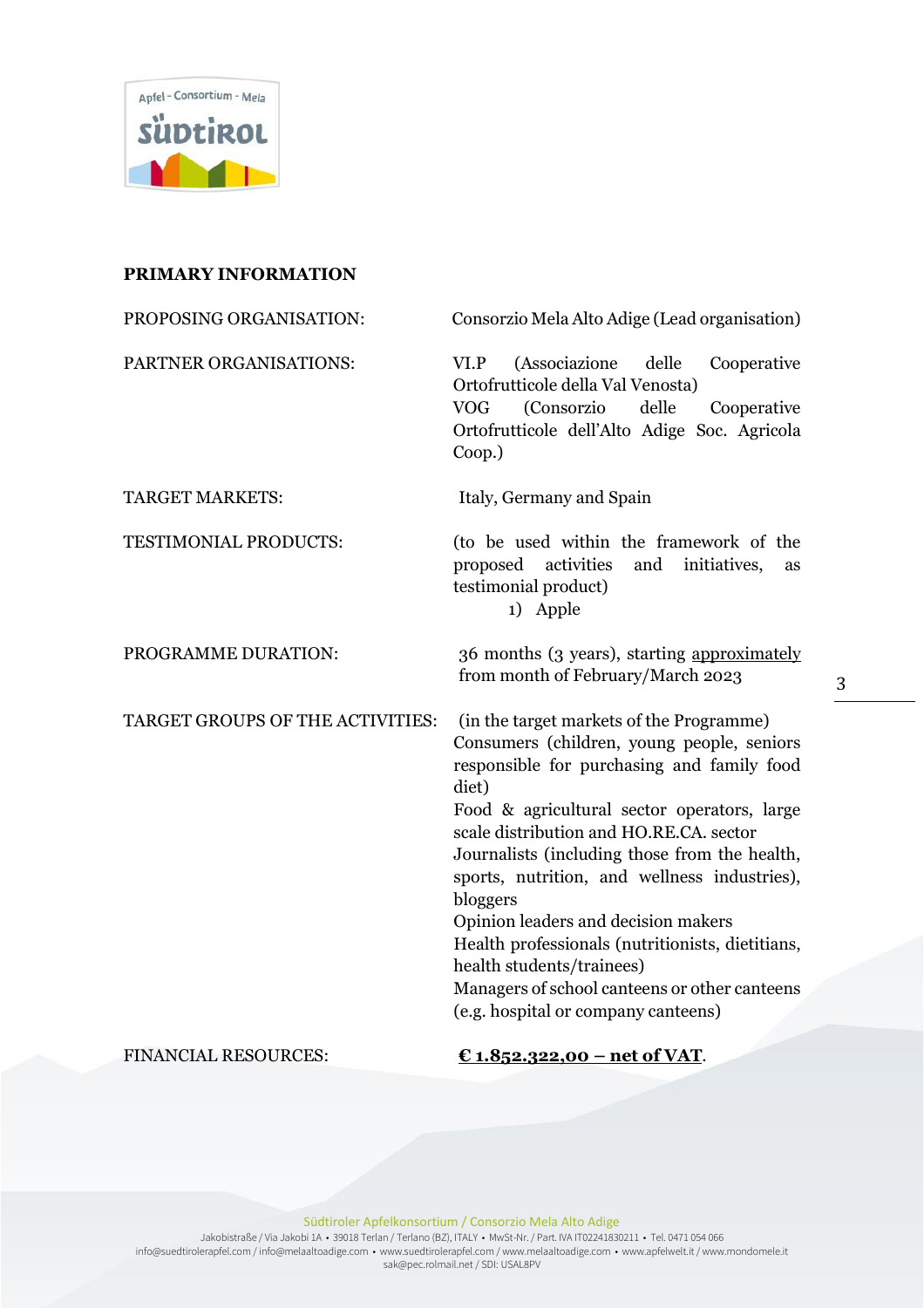**PRIMARY INFORMATION**

| | |
|---|---|
| PROPOSING ORGANISATION: | Consorzio Mela Alto Adige (Lead organisation) |
| PARTNER ORGANISATIONS: | VI.P (Associazione delle Cooperative Ortofrutticole della Val Venosta)<br>VOG (Consorzio delle Cooperative Ortofrutticole dell'Alto Adige Soc. Agricola Coop.) |
| TARGET MARKETS: | Italy, Germany and Spain |
| TESTIMONIAL PRODUCTS: | (to be used within the framework of the proposed activities and initiatives, as testimonial product)<br>1) Apple |
| PROGRAMME DURATION: | 36 months (3 years), starting approximately from month of February/March 2023 |
| TARGET GROUPS OF THE ACTIVITIES: | (in the target markets of the Programme)<br>Consumers (children, young people, seniors responsible for purchasing and family food diet)<br>Food & agricultural sector operators, large scale distribution and HO.RE.CA. sector<br>Journalists (including those from the health, sports, nutrition, and wellness industries), bloggers<br>Opinion leaders and decision makers<br>Health professionals (nutritionists, dietitians, health students/trainees)<br>Managers of school canteens or other canteens (e.g. hospital or company canteens) |
| FINANCIAL RESOURCES: | **€ 1.852.322,00 – net of VAT**. |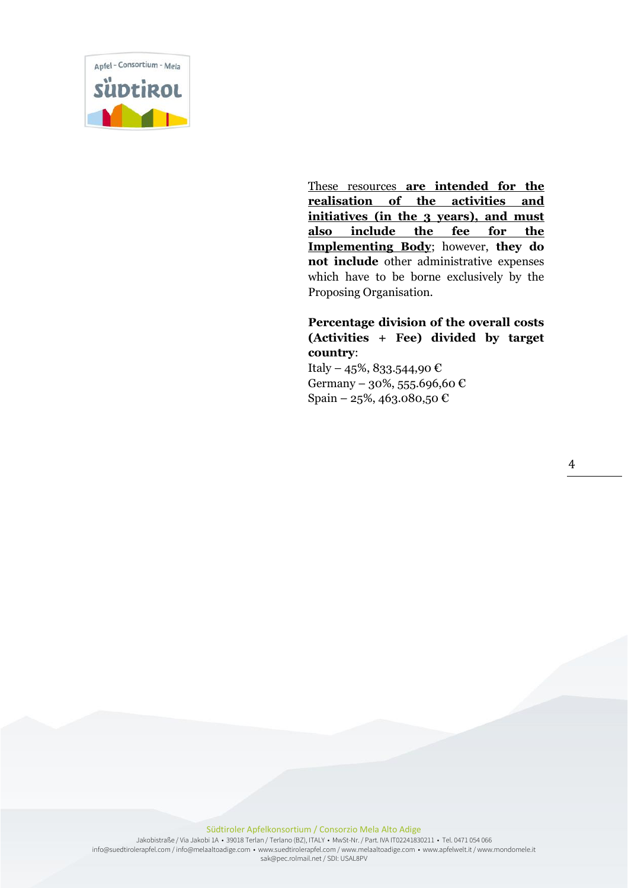These resources **are intended for the realisation of the activities and initiatives (in the 3 years), and must also include the fee for the Implementing Body**; however, **they do not include** other administrative expenses which have to be borne exclusively by the Proposing Organisation.

**Percentage division of the overall costs (Activities + Fee) divided by target country**:
Italy – 45%, 833.544,90 €
Germany – 30%, 555.696,60 €
Spain – 25%, 463.080,50 €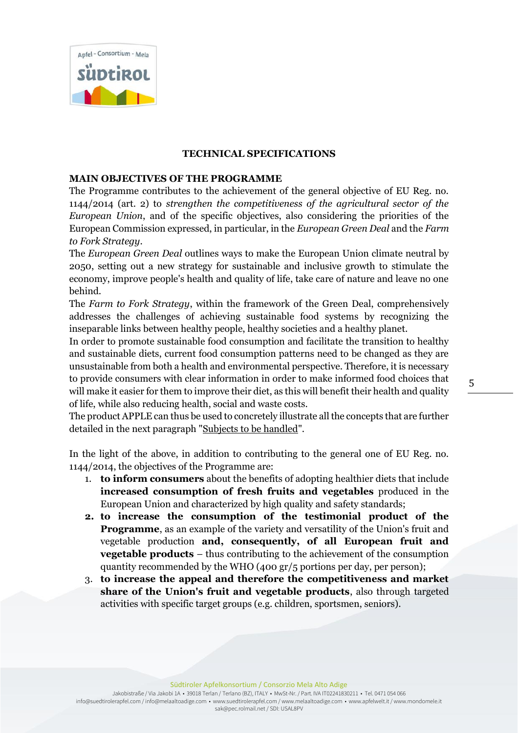## TECHNICAL SPECIFICATIONS

### MAIN OBJECTIVES OF THE PROGRAMME

The Programme contributes to the achievement of the general objective of EU Reg. no. 1144/2014 (art. 2) to *strengthen the competitiveness of the agricultural sector of the European Union*, and of the specific objectives, also considering the priorities of the European Commission expressed, in particular, in the *European Green Deal* and the *Farm to Fork Strategy*.

The *European Green Deal* outlines ways to make the European Union climate neutral by 2050, setting out a new strategy for sustainable and inclusive growth to stimulate the economy, improve people's health and quality of life, take care of nature and leave no one behind.

The *Farm to Fork Strategy*, within the framework of the Green Deal, comprehensively addresses the challenges of achieving sustainable food systems by recognizing the inseparable links between healthy people, healthy societies and a healthy planet.

In order to promote sustainable food consumption and facilitate the transition to healthy and sustainable diets, current food consumption patterns need to be changed as they are unsustainable from both a health and environmental perspective. Therefore, it is necessary to provide consumers with clear information in order to make informed food choices that will make it easier for them to improve their diet, as this will benefit their health and quality of life, while also reducing health, social and waste costs.

The product APPLE can thus be used to concretely illustrate all the concepts that are further detailed in the next paragraph "Subjects to be handled".

In the light of the above, in addition to contributing to the general one of EU Reg. no. 1144/2014, the objectives of the Programme are:

1. **to inform consumers** about the benefits of adopting healthier diets that include **increased consumption of fresh fruits and vegetables** produced in the European Union and characterized by high quality and safety standards;
2. **to increase the consumption of the testimonial product of the Programme**, as an example of the variety and versatility of the Union's fruit and vegetable production **and, consequently, of all European fruit and vegetable products** – thus contributing to the achievement of the consumption quantity recommended by the WHO (400 gr/5 portions per day, per person);
3. **to increase the appeal and therefore the competitiveness and market share of the Union's fruit and vegetable products**, also through targeted activities with specific target groups (e.g. children, sportsmen, seniors).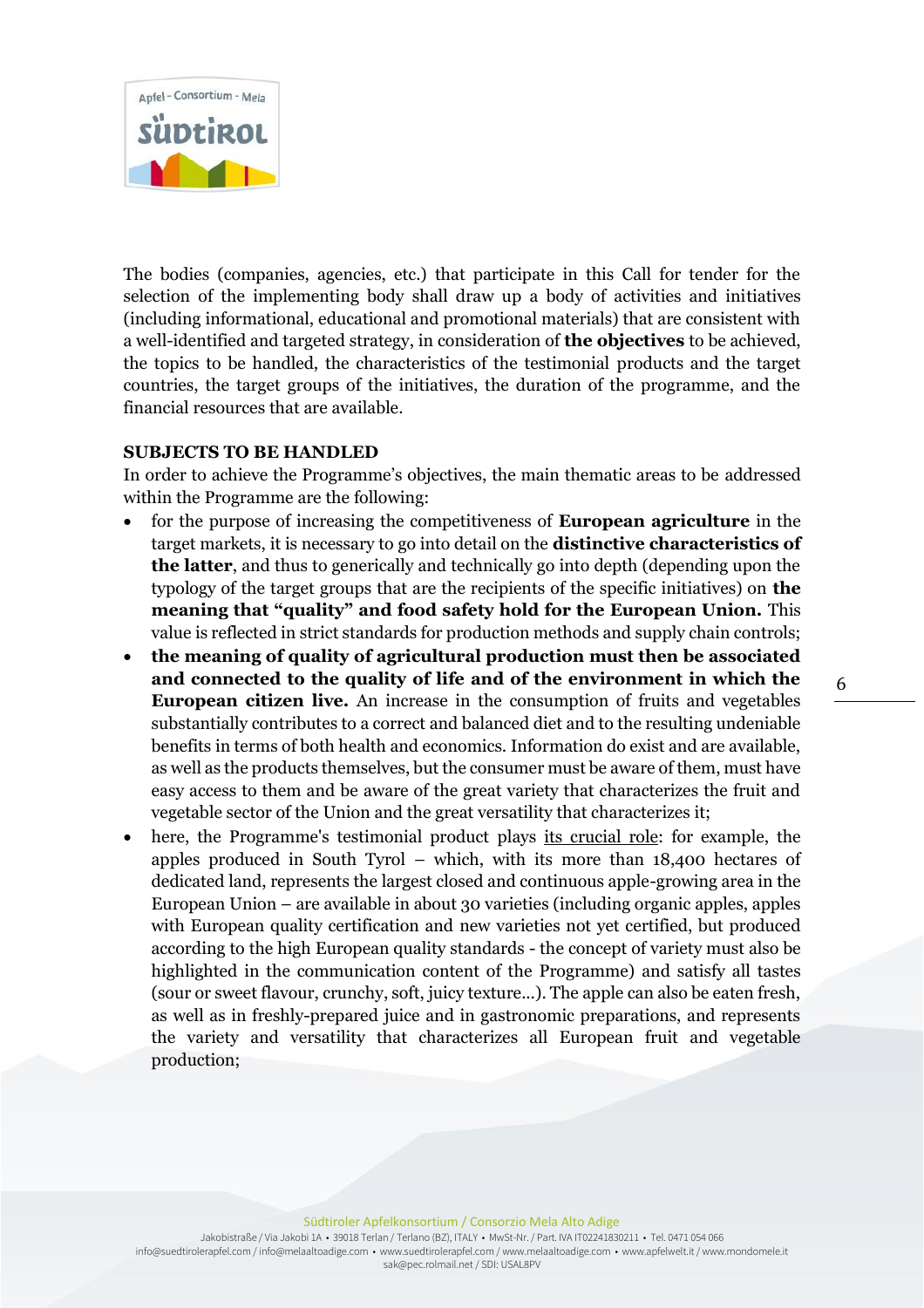The bodies (companies, agencies, etc.) that participate in this Call for tender for the selection of the implementing body shall draw up a body of activities and initiatives (including informational, educational and promotional materials) that are consistent with a well-identified and targeted strategy, in consideration of **the objectives** to be achieved, the topics to be handled, the characteristics of the testimonial products and the target countries, the target groups of the initiatives, the duration of the programme, and the financial resources that are available.

**SUBJECTS TO BE HANDLED**

In order to achieve the Programme's objectives, the main thematic areas to be addressed within the Programme are the following:

- for the purpose of increasing the competitiveness of **European agriculture** in the target markets, it is necessary to go into detail on the **distinctive characteristics of the latter**, and thus to generically and technically go into depth (depending upon the typology of the target groups that are the recipients of the specific initiatives) on **the meaning that "quality" and food safety hold for the European Union.** This value is reflected in strict standards for production methods and supply chain controls;
- **the meaning of quality of agricultural production must then be associated and connected to the quality of life and of the environment in which the European citizen live.** An increase in the consumption of fruits and vegetables substantially contributes to a correct and balanced diet and to the resulting undeniable benefits in terms of both health and economics. Information do exist and are available, as well as the products themselves, but the consumer must be aware of them, must have easy access to them and be aware of the great variety that characterizes the fruit and vegetable sector of the Union and the great versatility that characterizes it;
- here, the Programme's testimonial product plays <u>its crucial role</u>: for example, the apples produced in South Tyrol – which, with its more than 18,400 hectares of dedicated land, represents the largest closed and continuous apple-growing area in the European Union – are available in about 30 varieties (including organic apples, apples with European quality certification and new varieties not yet certified, but produced according to the high European quality standards - the concept of variety must also be highlighted in the communication content of the Programme) and satisfy all tastes (sour or sweet flavour, crunchy, soft, juicy texture...). The apple can also be eaten fresh, as well as in freshly-prepared juice and in gastronomic preparations, and represents the variety and versatility that characterizes all European fruit and vegetable production;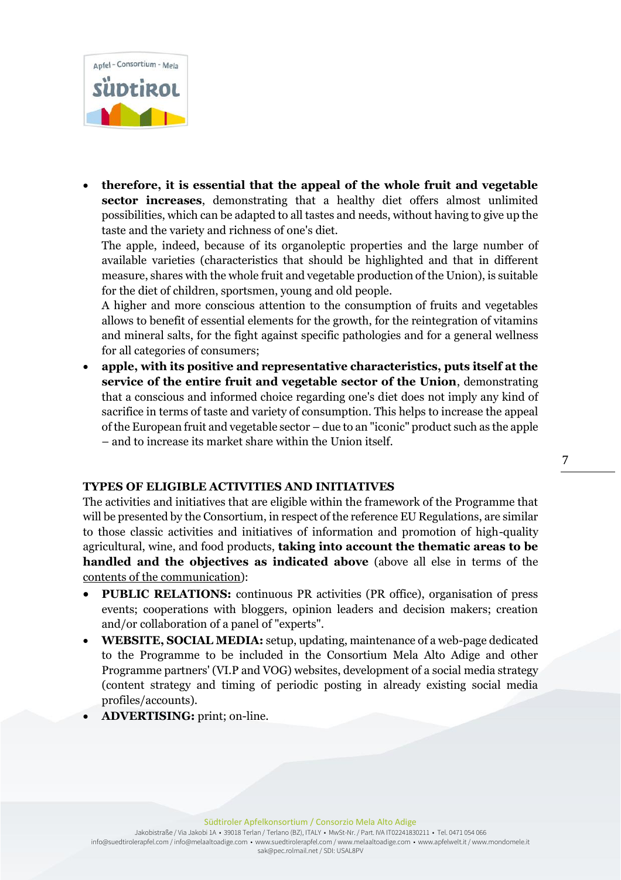- **therefore, it is essential that the appeal of the whole fruit and vegetable sector increases**, demonstrating that a healthy diet offers almost unlimited possibilities, which can be adapted to all tastes and needs, without having to give up the taste and the variety and richness of one's diet.
  The apple, indeed, because of its organoleptic properties and the large number of available varieties (characteristics that should be highlighted and that in different measure, shares with the whole fruit and vegetable production of the Union), is suitable for the diet of children, sportsmen, young and old people.
  A higher and more conscious attention to the consumption of fruits and vegetables allows to benefit of essential elements for the growth, for the reintegration of vitamins and mineral salts, for the fight against specific pathologies and for a general wellness for all categories of consumers;
- **apple, with its positive and representative characteristics, puts itself at the service of the entire fruit and vegetable sector of the Union**, demonstrating that a conscious and informed choice regarding one's diet does not imply any kind of sacrifice in terms of taste and variety of consumption. This helps to increase the appeal of the European fruit and vegetable sector – due to an "iconic" product such as the apple – and to increase its market share within the Union itself.

**TYPES OF ELIGIBLE ACTIVITIES AND INITIATIVES**

The activities and initiatives that are eligible within the framework of the Programme that will be presented by the Consortium, in respect of the reference EU Regulations, are similar to those classic activities and initiatives of information and promotion of high-quality agricultural, wine, and food products, **taking into account the thematic areas to be handled and the objectives as indicated above** (above all else in terms of the contents of the communication):

- **PUBLIC RELATIONS:** continuous PR activities (PR office), organisation of press events; cooperations with bloggers, opinion leaders and decision makers; creation and/or collaboration of a panel of "experts".
- **WEBSITE, SOCIAL MEDIA:** setup, updating, maintenance of a web-page dedicated to the Programme to be included in the Consortium Mela Alto Adige and other Programme partners' (VI.P and VOG) websites, development of a social media strategy (content strategy and timing of periodic posting in already existing social media profiles/accounts).
- **ADVERTISING:** print; on-line.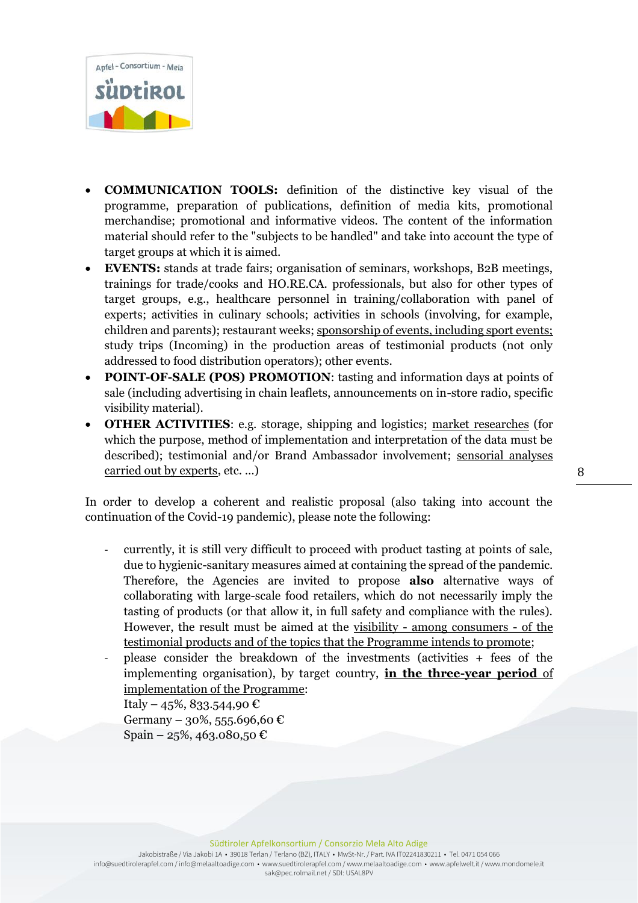- **COMMUNICATION TOOLS:** definition of the distinctive key visual of the programme, preparation of publications, definition of media kits, promotional merchandise; promotional and informative videos. The content of the information material should refer to the "subjects to be handled" and take into account the type of target groups at which it is aimed.
- **EVENTS:** stands at trade fairs; organisation of seminars, workshops, B2B meetings, trainings for trade/cooks and HO.RE.CA. professionals, but also for other types of target groups, e.g., healthcare personnel in training/collaboration with panel of experts; activities in culinary schools; activities in schools (involving, for example, children and parents); restaurant weeks; sponsorship of events, including sport events; study trips (Incoming) in the production areas of testimonial products (not only addressed to food distribution operators); other events.
- **POINT-OF-SALE (POS) PROMOTION**: tasting and information days at points of sale (including advertising in chain leaflets, announcements on in-store radio, specific visibility material).
- **OTHER ACTIVITIES**: e.g. storage, shipping and logistics; market researches (for which the purpose, method of implementation and interpretation of the data must be described); testimonial and/or Brand Ambassador involvement; sensorial analyses carried out by experts, etc. ...)

In order to develop a coherent and realistic proposal (also taking into account the continuation of the Covid-19 pandemic), please note the following:

- currently, it is still very difficult to proceed with product tasting at points of sale, due to hygienic-sanitary measures aimed at containing the spread of the pandemic. Therefore, the Agencies are invited to propose **also** alternative ways of collaborating with large-scale food retailers, which do not necessarily imply the tasting of products (or that allow it, in full safety and compliance with the rules). However, the result must be aimed at the visibility - among consumers - of the testimonial products and of the topics that the Programme intends to promote;
- please consider the breakdown of the investments (activities + fees of the implementing organisation), by target country, **in the three-year period** of implementation of the Programme:
  Italy – 45%, 833.544,90 €
  Germany – 30%, 555.696,60 €
  Spain – 25%, 463.080,50 €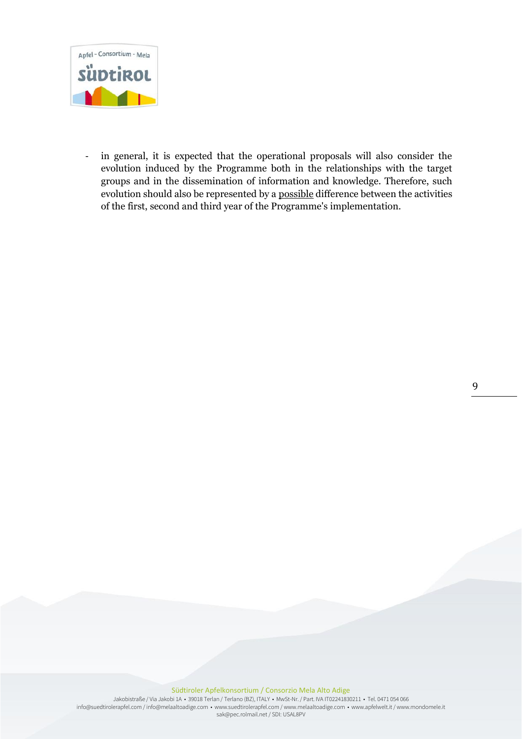- in general, it is expected that the operational proposals will also consider the evolution induced by the Programme both in the relationships with the target groups and in the dissemination of information and knowledge. Therefore, such evolution should also be represented by a <u>possible</u> difference between the activities of the first, second and third year of the Programme's implementation.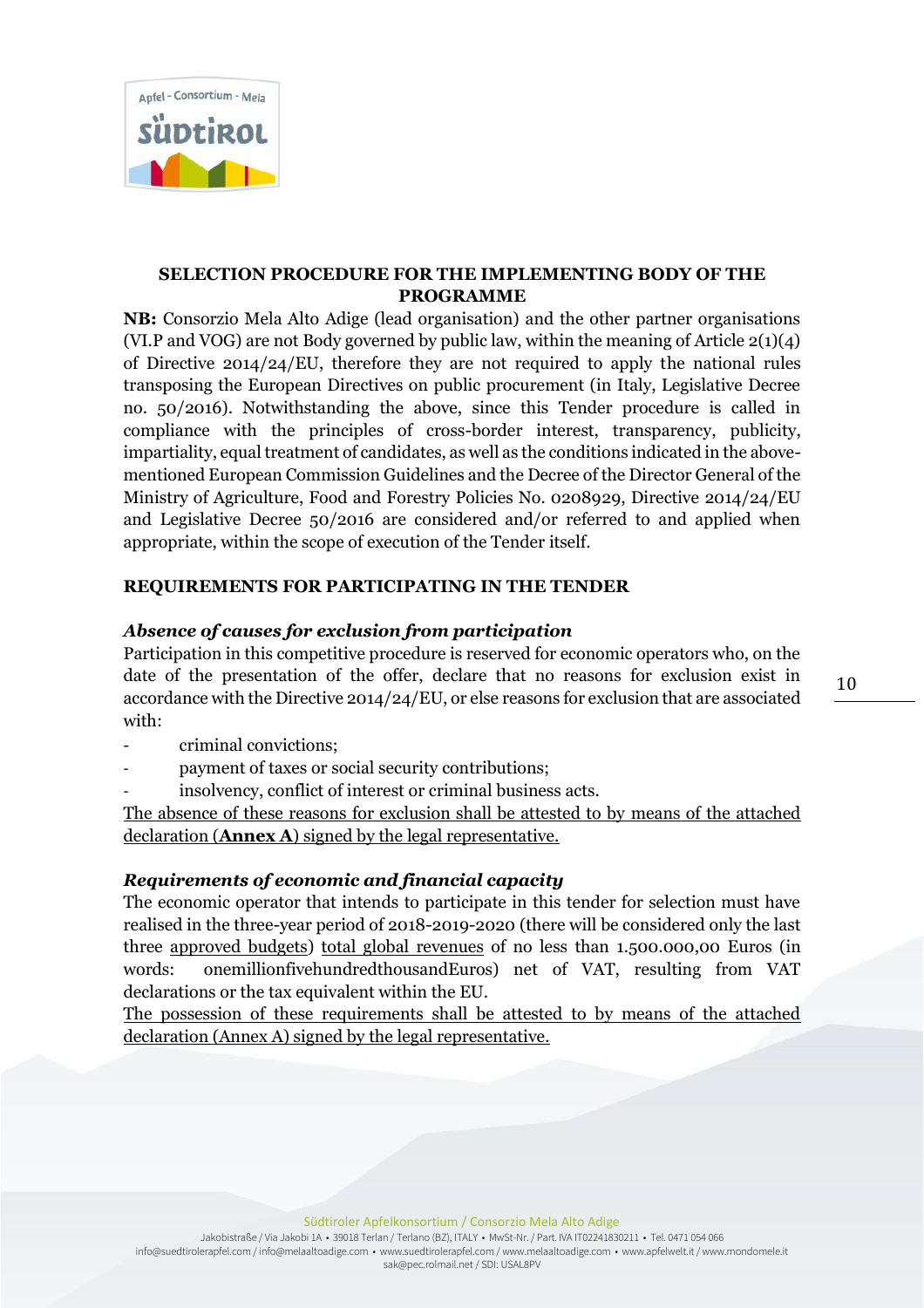## SELECTION PROCEDURE FOR THE IMPLEMENTING BODY OF THE PROGRAMME

**NB:** Consorzio Mela Alto Adige (lead organisation) and the other partner organisations (VI.P and VOG) are not Body governed by public law, within the meaning of Article 2(1)(4) of Directive 2014/24/EU, therefore they are not required to apply the national rules transposing the European Directives on public procurement (in Italy, Legislative Decree no. 50/2016). Notwithstanding the above, since this Tender procedure is called in compliance with the principles of cross-border interest, transparency, publicity, impartiality, equal treatment of candidates, as well as the conditions indicated in the above-mentioned European Commission Guidelines and the Decree of the Director General of the Ministry of Agriculture, Food and Forestry Policies No. 0208929, Directive 2014/24/EU and Legislative Decree 50/2016 are considered and/or referred to and applied when appropriate, within the scope of execution of the Tender itself.

### REQUIREMENTS FOR PARTICIPATING IN THE TENDER

#### *Absence of causes for exclusion from participation*

Participation in this competitive procedure is reserved for economic operators who, on the date of the presentation of the offer, declare that no reasons for exclusion exist in accordance with the Directive 2014/24/EU, or else reasons for exclusion that are associated with:

- criminal convictions;
- payment of taxes or social security contributions;
- insolvency, conflict of interest or criminal business acts.

<u>The absence of these reasons for exclusion shall be attested to by means of the attached declaration (**Annex A**) signed by the legal representative.</u>

#### *Requirements of economic and financial capacity*

The economic operator that intends to participate in this tender for selection must have realised in the three-year period of 2018-2019-2020 (there will be considered only the last three <u>approved budgets</u>) <u>total global revenues</u> of no less than 1.500.000,00 Euros (in words: onemillionfivehundredthousandEuros) net of VAT, resulting from VAT declarations or the tax equivalent within the EU.

<u>The possession of these requirements shall be attested to by means of the attached declaration (Annex A) signed by the legal representative.</u>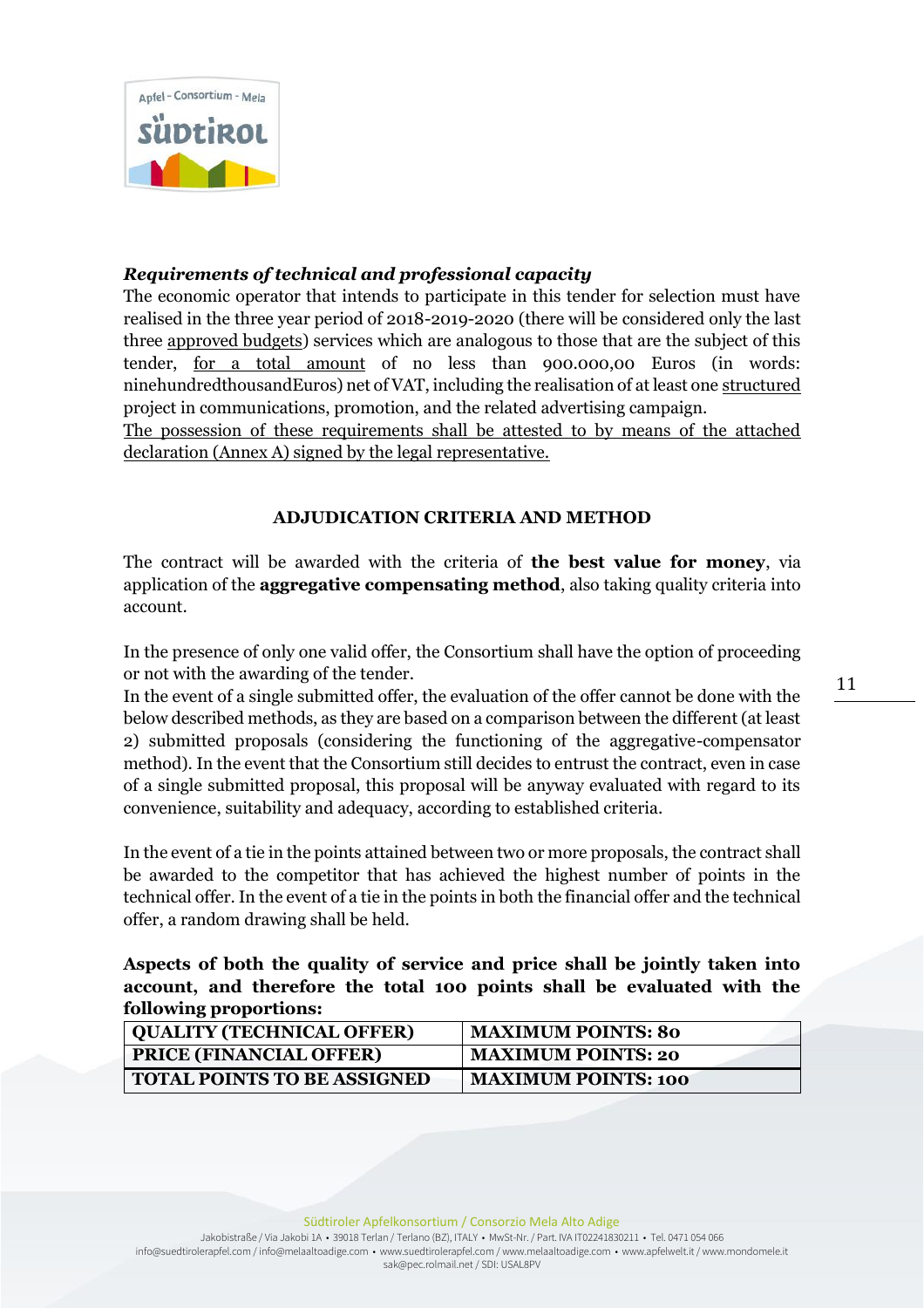***Requirements of technical and professional capacity***

The economic operator that intends to participate in this tender for selection must have realised in the three year period of 2018-2019-2020 (there will be considered only the last three approved budgets) services which are analogous to those that are the subject of this tender, for a total amount of no less than 900.000,00 Euros (in words: ninehundredthousandEuros) net of VAT, including the realisation of at least one structured project in communications, promotion, and the related advertising campaign.

The possession of these requirements shall be attested to by means of the attached declaration (Annex A) signed by the legal representative.

**ADJUDICATION CRITERIA AND METHOD**

The contract will be awarded with the criteria of **the best value for money**, via application of the **aggregative compensating method**, also taking quality criteria into account.

In the presence of only one valid offer, the Consortium shall have the option of proceeding or not with the awarding of the tender.

In the event of a single submitted offer, the evaluation of the offer cannot be done with the below described methods, as they are based on a comparison between the different (at least 2) submitted proposals (considering the functioning of the aggregative-compensator method). In the event that the Consortium still decides to entrust the contract, even in case of a single submitted proposal, this proposal will be anyway evaluated with regard to its convenience, suitability and adequacy, according to established criteria.

In the event of a tie in the points attained between two or more proposals, the contract shall be awarded to the competitor that has achieved the highest number of points in the technical offer. In the event of a tie in the points in both the financial offer and the technical offer, a random drawing shall be held.

**Aspects of both the quality of service and price shall be jointly taken into account, and therefore the total 100 points shall be evaluated with the following proportions:**

| QUALITY (TECHNICAL OFFER) | MAXIMUM POINTS: 80 |
|---|---|
| PRICE (FINANCIAL OFFER) | MAXIMUM POINTS: 20 |
| TOTAL POINTS TO BE ASSIGNED | MAXIMUM POINTS: 100 |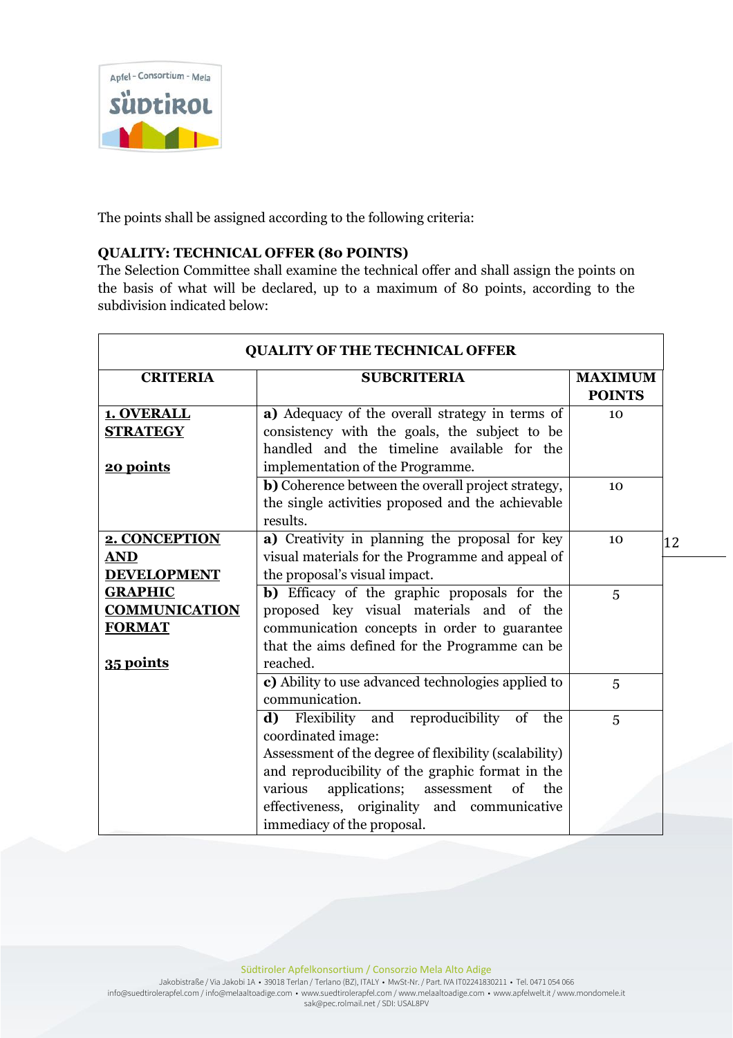The points shall be assigned according to the following criteria:

**QUALITY: TECHNICAL OFFER (80 POINTS)**
The Selection Committee shall examine the technical offer and shall assign the points on the basis of what will be declared, up to a maximum of 80 points, according to the subdivision indicated below:

| QUALITY OF THE TECHNICAL OFFER | | |
|---|---|---|
| **CRITERIA** | **SUBCRITERIA** | **MAXIMUM POINTS** |
| **1. OVERALL STRATEGY** <br><br> **20 points** | **a)** Adequacy of the overall strategy in terms of consistency with the goals, the subject to be handled and the timeline available for the implementation of the Programme. | 10 |
| | **b)** Coherence between the overall project strategy, the single activities proposed and the achievable results. | 10 |
| **2. CONCEPTION AND DEVELOPMENT GRAPHIC COMMUNICATION FORMAT** <br><br> **35 points** | **a)** Creativity in planning the proposal for key visual materials for the Programme and appeal of the proposal's visual impact. | 10 |
| | **b)** Efficacy of the graphic proposals for the proposed key visual materials and of the communication concepts in order to guarantee that the aims defined for the Programme can be reached. | 5 |
| | **c)** Ability to use advanced technologies applied to communication. | 5 |
| | **d)** Flexibility and reproducibility of the coordinated image: <br> Assessment of the degree of flexibility (scalability) and reproducibility of the graphic format in the various applications; assessment of the effectiveness, originality and communicative immediacy of the proposal. | 5 |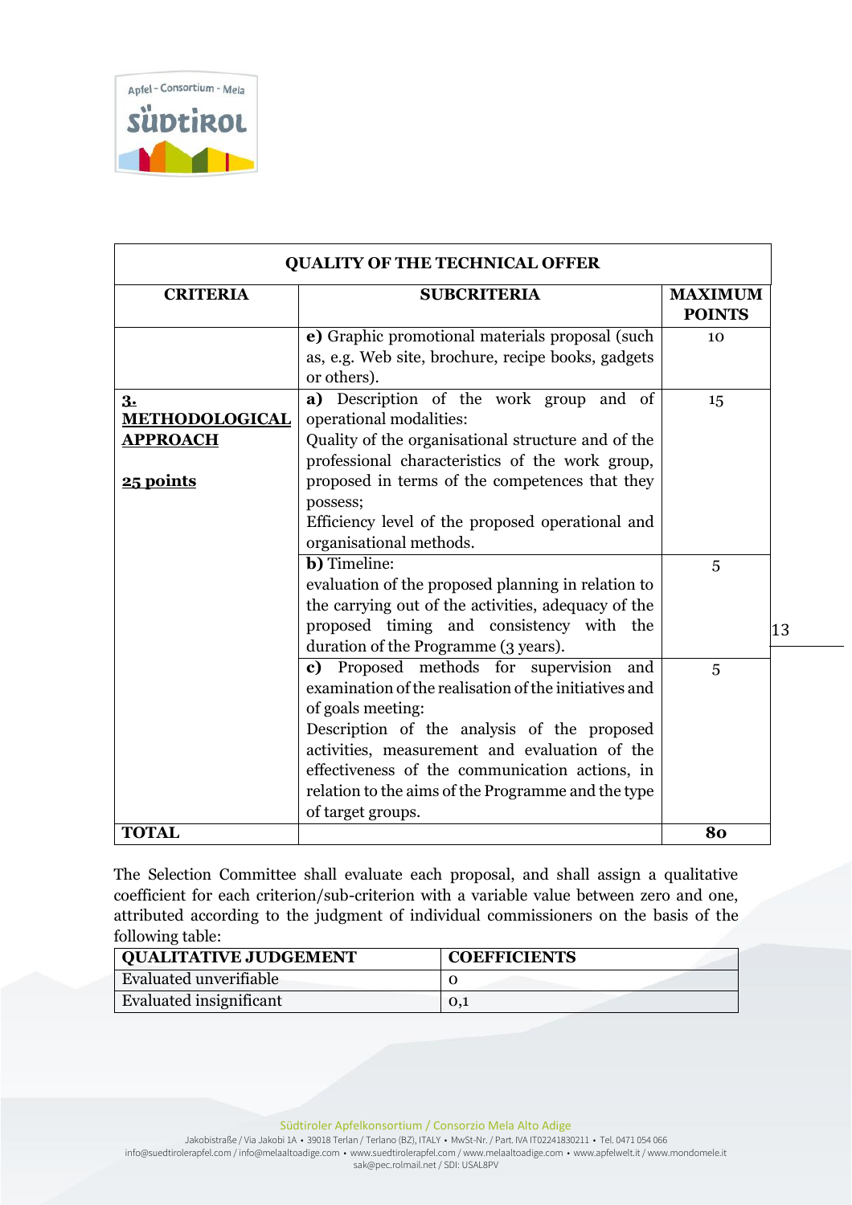| QUALITY OF THE TECHNICAL OFFER | | |
|---|---|---|
| **CRITERIA** | **SUBCRITERIA** | **MAXIMUM POINTS** |
| | **e)** Graphic promotional materials proposal (such as, e.g. Web site, brochure, recipe books, gadgets or others). | 10 |
| **3. METHODOLOGICAL APPROACH**<br><br>**25 points** | **a)** Description of the work group and of operational modalities:<br>Quality of the organisational structure and of the professional characteristics of the work group, proposed in terms of the competences that they possess;<br>Efficiency level of the proposed operational and organisational methods. | 15 |
| | **b)** Timeline:<br>evaluation of the proposed planning in relation to the carrying out of the activities, adequacy of the proposed timing and consistency with the duration of the Programme (3 years). | 5 |
| | **c)** Proposed methods for supervision and examination of the realisation of the initiatives and of goals meeting:<br>Description of the analysis of the proposed activities, measurement and evaluation of the effectiveness of the communication actions, in relation to the aims of the Programme and the type of target groups. | 5 |
| **TOTAL** | | **80** |

The Selection Committee shall evaluate each proposal, and shall assign a qualitative coefficient for each criterion/sub-criterion with a variable value between zero and one, attributed according to the judgment of individual commissioners on the basis of the following table:

| QUALITATIVE JUDGEMENT | COEFFICIENTS |
|---|---|
| Evaluated unverifiable | 0 |
| Evaluated insignificant | 0,1 |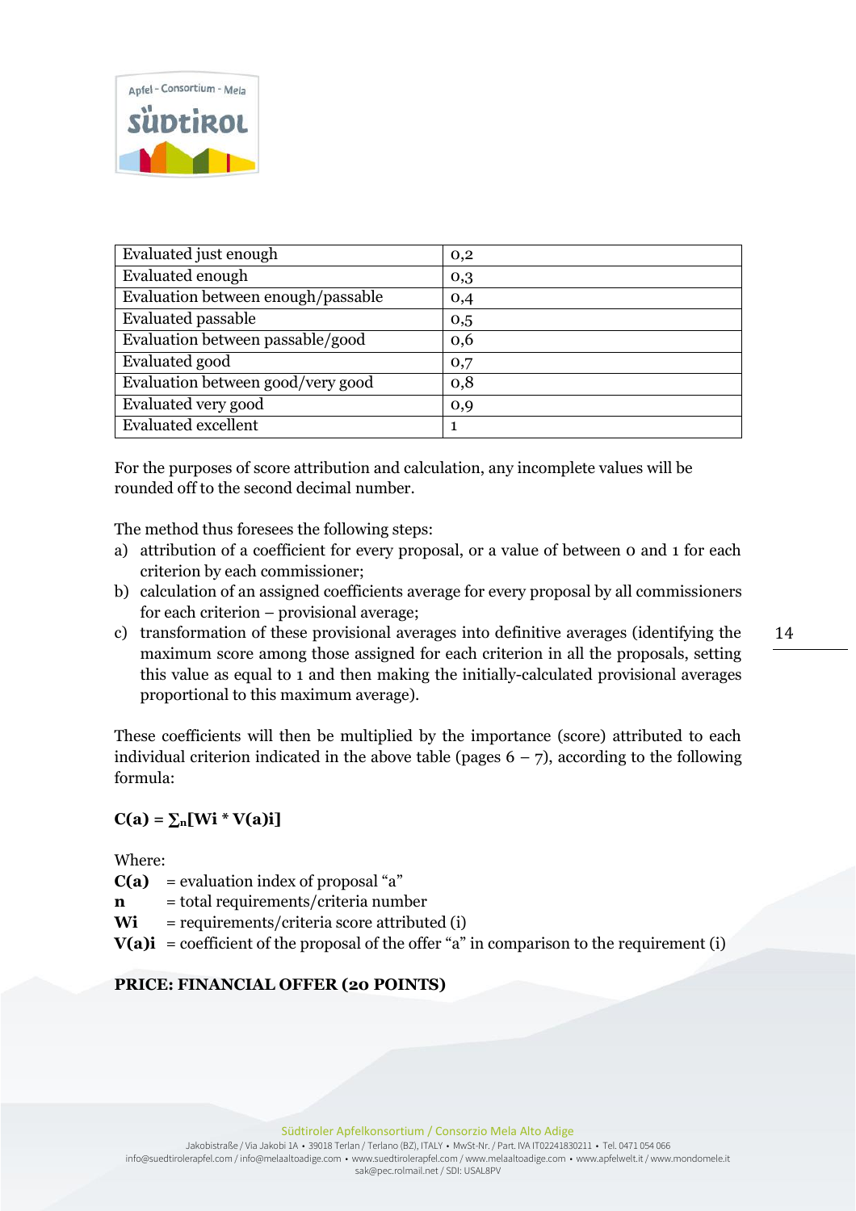| Evaluated just enough | 0,2 |
|---|---|
| Evaluated enough | 0,3 |
| Evaluation between enough/passable | 0,4 |
| Evaluated passable | 0,5 |
| Evaluation between passable/good | 0,6 |
| Evaluated good | 0,7 |
| Evaluation between good/very good | 0,8 |
| Evaluated very good | 0,9 |
| Evaluated excellent | 1 |

For the purposes of score attribution and calculation, any incomplete values will be rounded off to the second decimal number.

The method thus foresees the following steps:

a) attribution of a coefficient for every proposal, or a value of between 0 and 1 for each criterion by each commissioner;
b) calculation of an assigned coefficients average for every proposal by all commissioners for each criterion – provisional average;
c) transformation of these provisional averages into definitive averages (identifying the maximum score among those assigned for each criterion in all the proposals, setting this value as equal to 1 and then making the initially-calculated provisional averages proportional to this maximum average).

These coefficients will then be multiplied by the importance (score) attributed to each individual criterion indicated in the above table (pages 6 – 7), according to the following formula:

$$\mathbf{C(a) = \sum_{n}[W_i * V(a)_i]}$$

Where:

**C(a)** = evaluation index of proposal "a"
**n** = total requirements/criteria number
**Wi** = requirements/criteria score attributed (i)
**V(a)i** = coefficient of the proposal of the offer "a" in comparison to the requirement (i)

**PRICE: FINANCIAL OFFER (20 POINTS)**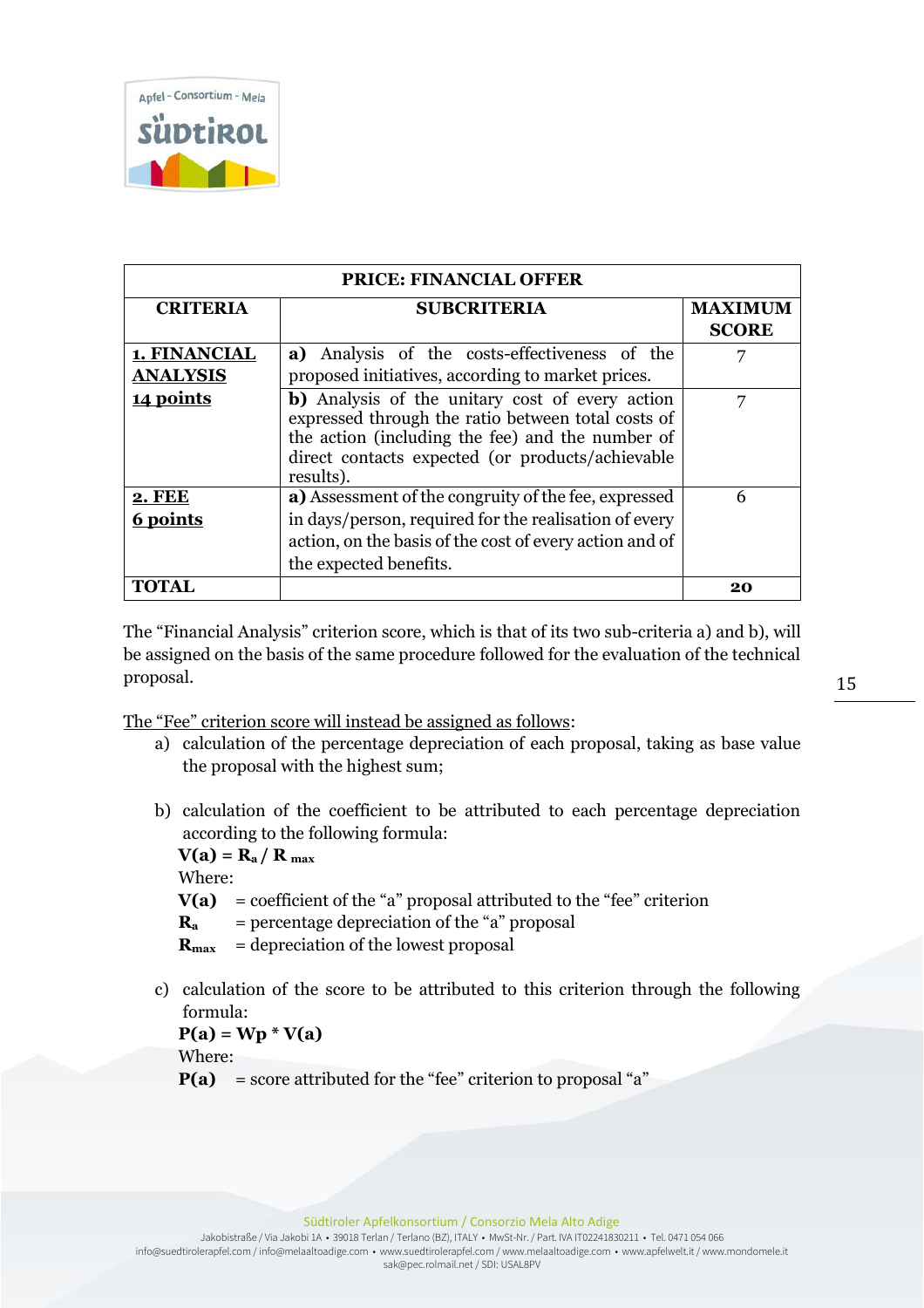| PRICE: FINANCIAL OFFER | | |
|---|---|---|
| **CRITERIA** | **SUBCRITERIA** | **MAXIMUM SCORE** |
| **1. FINANCIAL ANALYSIS 14 points** | **a)** Analysis of the costs-effectiveness of the proposed initiatives, according to market prices. | 7 |
| | **b)** Analysis of the unitary cost of every action expressed through the ratio between total costs of the action (including the fee) and the number of direct contacts expected (or products/achievable results). | 7 |
| **2. FEE 6 points** | **a)** Assessment of the congruity of the fee, expressed in days/person, required for the realisation of every action, on the basis of the cost of every action and of the expected benefits. | 6 |
| **TOTAL** | | **20** |

The "Financial Analysis" criterion score, which is that of its two sub-criteria a) and b), will be assigned on the basis of the same procedure followed for the evaluation of the technical proposal.

The "Fee" criterion score will instead be assigned as follows:

a) calculation of the percentage depreciation of each proposal, taking as base value the proposal with the highest sum;

b) calculation of the coefficient to be attributed to each percentage depreciation according to the following formula:

$$V(a) = R_a / R_{max}$$

Where:

**V(a)** = coefficient of the "a" proposal attributed to the "fee" criterion

$R_a$ = percentage depreciation of the "a" proposal

$R_{max}$ = depreciation of the lowest proposal

c) calculation of the score to be attributed to this criterion through the following formula:

$$P(a) = Wp * V(a)$$

Where:

**P(a)** = score attributed for the "fee" criterion to proposal "a"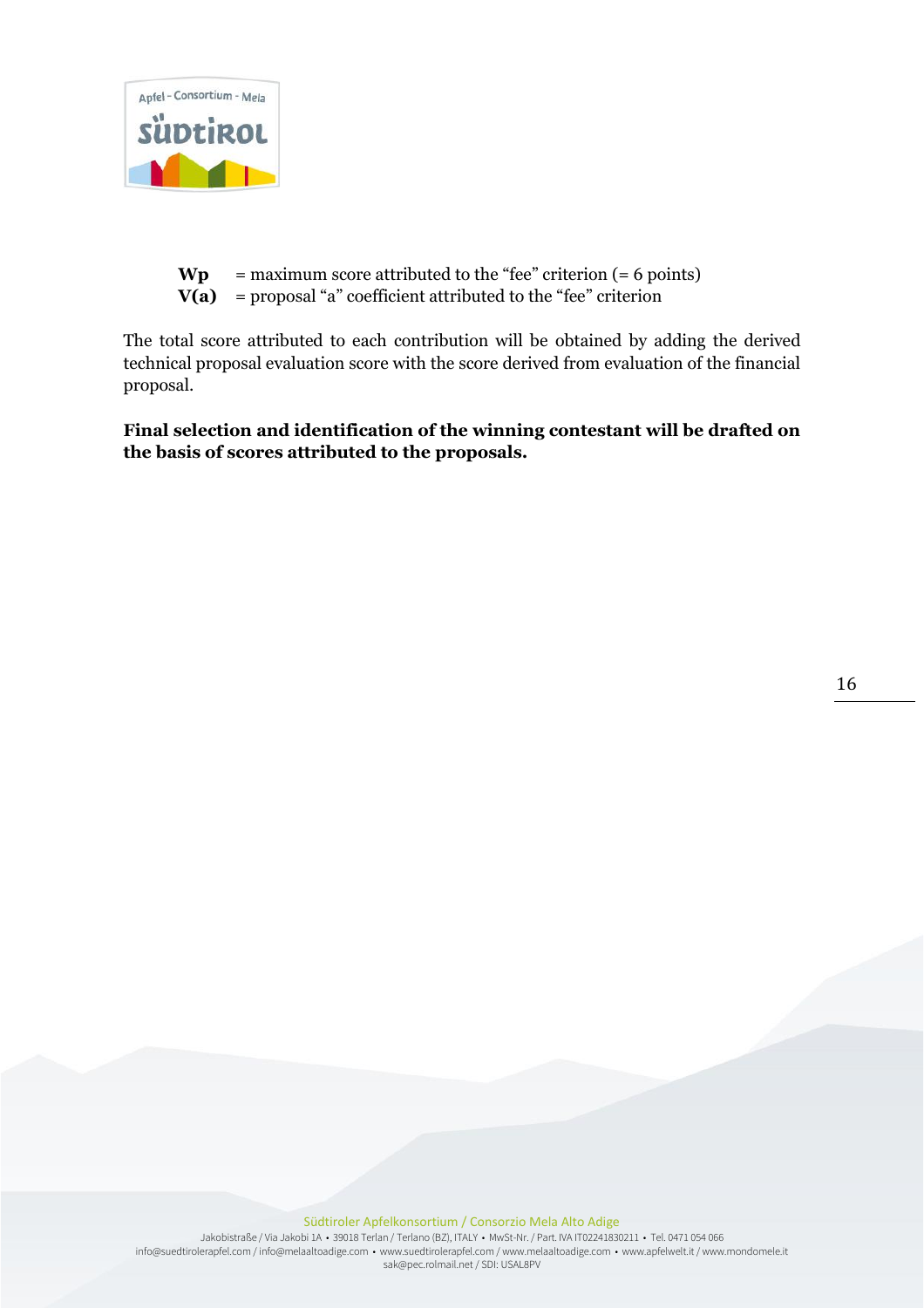**Wp** = maximum score attributed to the "fee" criterion (= 6 points)
**V(a)** = proposal "a" coefficient attributed to the "fee" criterion

The total score attributed to each contribution will be obtained by adding the derived technical proposal evaluation score with the score derived from evaluation of the financial proposal.

**Final selection and identification of the winning contestant will be drafted on the basis of scores attributed to the proposals.**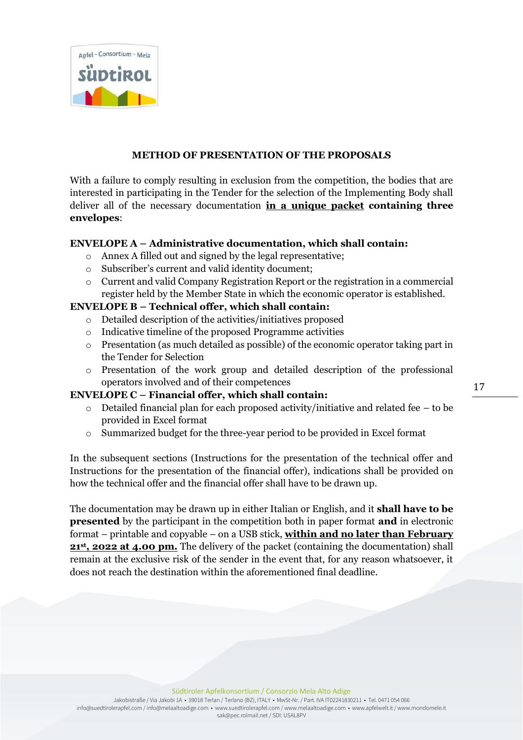## METHOD OF PRESENTATION OF THE PROPOSALS

With a failure to comply resulting in exclusion from the competition, the bodies that are interested in participating in the Tender for the selection of the Implementing Body shall deliver all of the necessary documentation **in a unique packet containing three envelopes**:

**ENVELOPE A – Administrative documentation, which shall contain:**

- Annex A filled out and signed by the legal representative;
- Subscriber's current and valid identity document;
- Current and valid Company Registration Report or the registration in a commercial register held by the Member State in which the economic operator is established.

**ENVELOPE B – Technical offer, which shall contain:**

- Detailed description of the activities/initiatives proposed
- Indicative timeline of the proposed Programme activities
- Presentation (as much detailed as possible) of the economic operator taking part in the Tender for Selection
- Presentation of the work group and detailed description of the professional operators involved and of their competences

**ENVELOPE C – Financial offer, which shall contain:**

- Detailed financial plan for each proposed activity/initiative and related fee – to be provided in Excel format
- Summarized budget for the three-year period to be provided in Excel format

In the subsequent sections (Instructions for the presentation of the technical offer and Instructions for the presentation of the financial offer), indications shall be provided on how the technical offer and the financial offer shall have to be drawn up.

The documentation may be drawn up in either Italian or English, and it **shall have to be presented** by the participant in the competition both in paper format **and** in electronic format – printable and copyable – on a USB stick, **within and no later than February 21st, 2022 at 4.00 pm.** The delivery of the packet (containing the documentation) shall remain at the exclusive risk of the sender in the event that, for any reason whatsoever, it does not reach the destination within the aforementioned final deadline.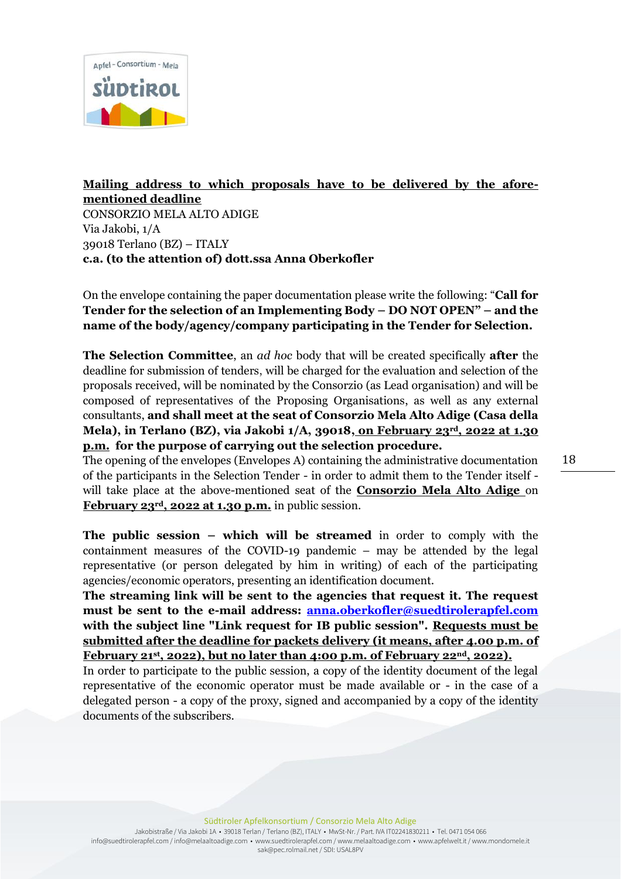**<u>Mailing address to which proposals have to be delivered by the afore-mentioned deadline</u>**
CONSORZIO MELA ALTO ADIGE
Via Jakobi, 1/A
39018 Terlano (BZ) – ITALY
**c.a. (to the attention of) dott.ssa Anna Oberkofler**

On the envelope containing the paper documentation please write the following: "**Call for Tender for the selection of an Implementing Body – DO NOT OPEN" – and the name of the body/agency/company participating in the Tender for Selection.**

**The Selection Committee**, an *ad hoc* body that will be created specifically **after** the deadline for submission of tenders, will be charged for the evaluation and selection of the proposals received, will be nominated by the Consorzio (as Lead organisation) and will be composed of representatives of the Proposing Organisations, as well as any external consultants, **and shall meet at the seat of Consorzio Mela Alto Adige (Casa della Mela), in Terlano (BZ), via Jakobi 1/A, 39018, <u>on February 23rd, 2022 at 1.30 p.m.</u> for the purpose of carrying out the selection procedure.**
The opening of the envelopes (Envelopes A) containing the administrative documentation of the participants in the Selection Tender - in order to admit them to the Tender itself - will take place at the above-mentioned seat of the **<u>Consorzio Mela Alto Adige</u>** on **<u>February 23rd, 2022 at 1.30 p.m.</u>** in public session.

**The public session – which will be streamed** in order to comply with the containment measures of the COVID-19 pandemic – may be attended by the legal representative (or person delegated by him in writing) of each of the participating agencies/economic operators, presenting an identification document.
**The streaming link will be sent to the agencies that request it. The request must be sent to the e-mail address: <u>anna.oberkofler@suedtirolerapfel.com</u> with the subject line "Link request for IB public session". <u>Requests must be submitted after the deadline for packets delivery (it means, after 4.00 p.m. of February 21st, 2022), but no later than 4:00 p.m. of February 22nd, 2022).</u>**
In order to participate to the public session, a copy of the identity document of the legal representative of the economic operator must be made available or - in the case of a delegated person - a copy of the proxy, signed and accompanied by a copy of the identity documents of the subscribers.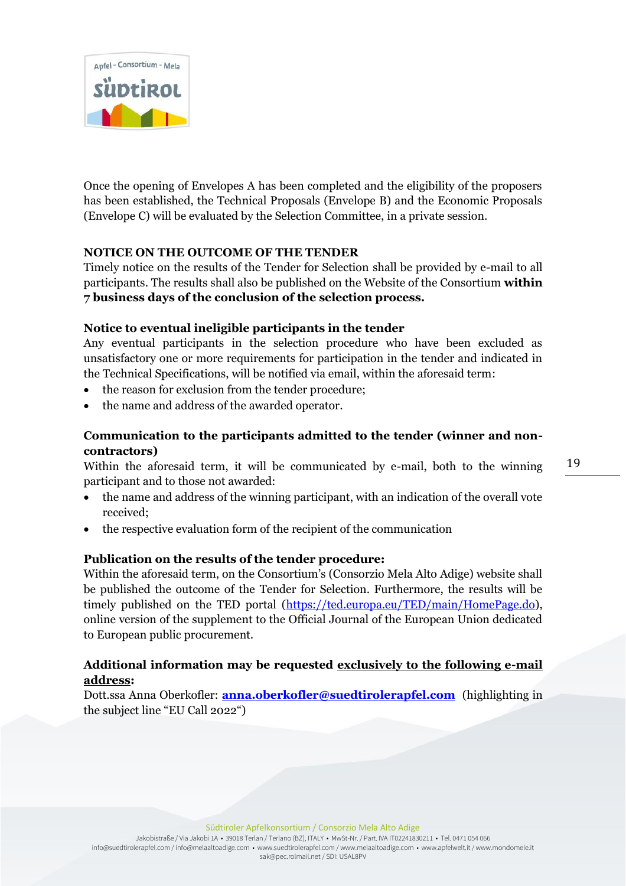Once the opening of Envelopes A has been completed and the eligibility of the proposers has been established, the Technical Proposals (Envelope B) and the Economic Proposals (Envelope C) will be evaluated by the Selection Committee, in a private session.

**NOTICE ON THE OUTCOME OF THE TENDER**

Timely notice on the results of the Tender for Selection shall be provided by e-mail to all participants. The results shall also be published on the Website of the Consortium **within 7 business days of the conclusion of the selection process.**

**Notice to eventual ineligible participants in the tender**

Any eventual participants in the selection procedure who have been excluded as unsatisfactory one or more requirements for participation in the tender and indicated in the Technical Specifications, will be notified via email, within the aforesaid term:

- the reason for exclusion from the tender procedure;
- the name and address of the awarded operator.

**Communication to the participants admitted to the tender (winner and non-contractors)**

Within the aforesaid term, it will be communicated by e-mail, both to the winning participant and to those not awarded:

- the name and address of the winning participant, with an indication of the overall vote received;
- the respective evaluation form of the recipient of the communication

**Publication on the results of the tender procedure:**

Within the aforesaid term, on the Consortium's (Consorzio Mela Alto Adige) website shall be published the outcome of the Tender for Selection. Furthermore, the results will be timely published on the TED portal (https://ted.europa.eu/TED/main/HomePage.do), online version of the supplement to the Official Journal of the European Union dedicated to European public procurement.

**Additional information may be requested <u>exclusively to the following e-mail address</u>:**

Dott.ssa Anna Oberkofler: **anna.oberkofler@suedtirolerapfel.com** (highlighting in the subject line "EU Call 2022")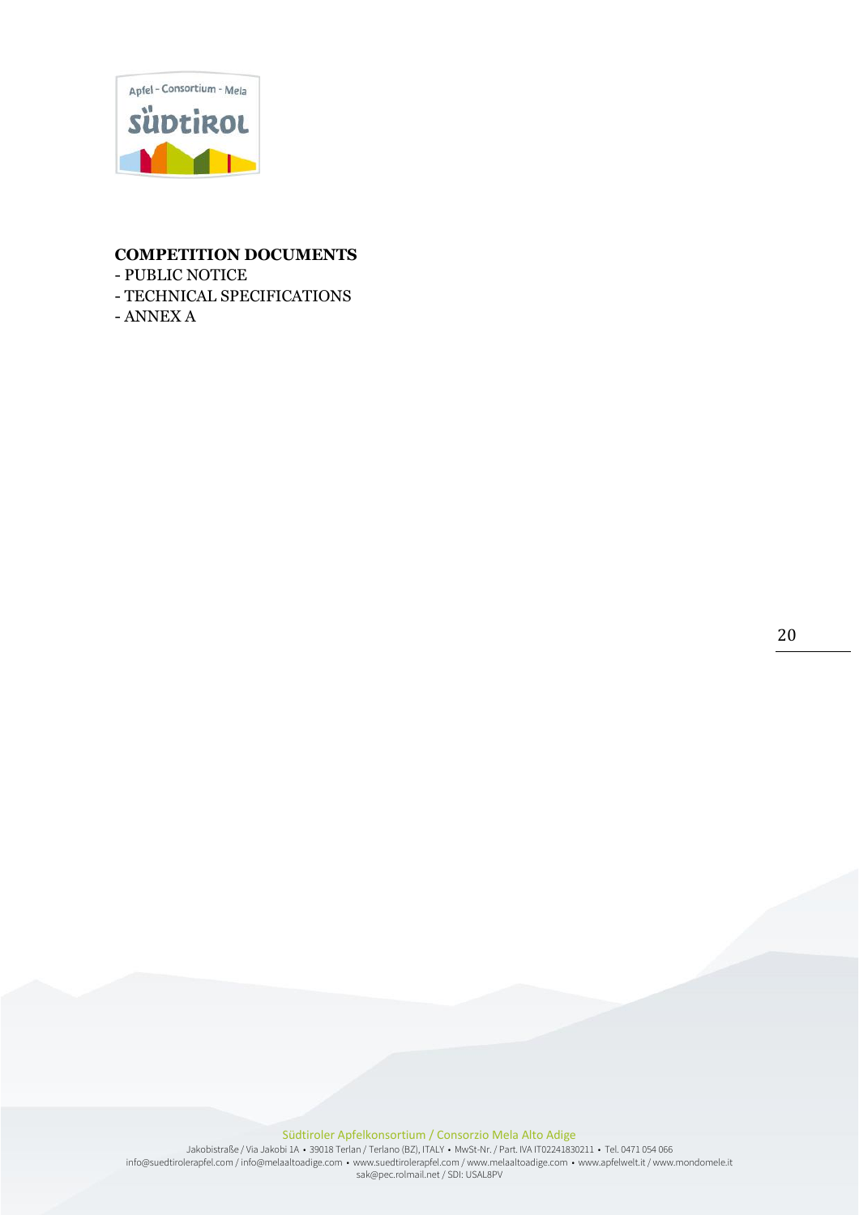**COMPETITION DOCUMENTS**

- PUBLIC NOTICE
- TECHNICAL SPECIFICATIONS
- ANNEX A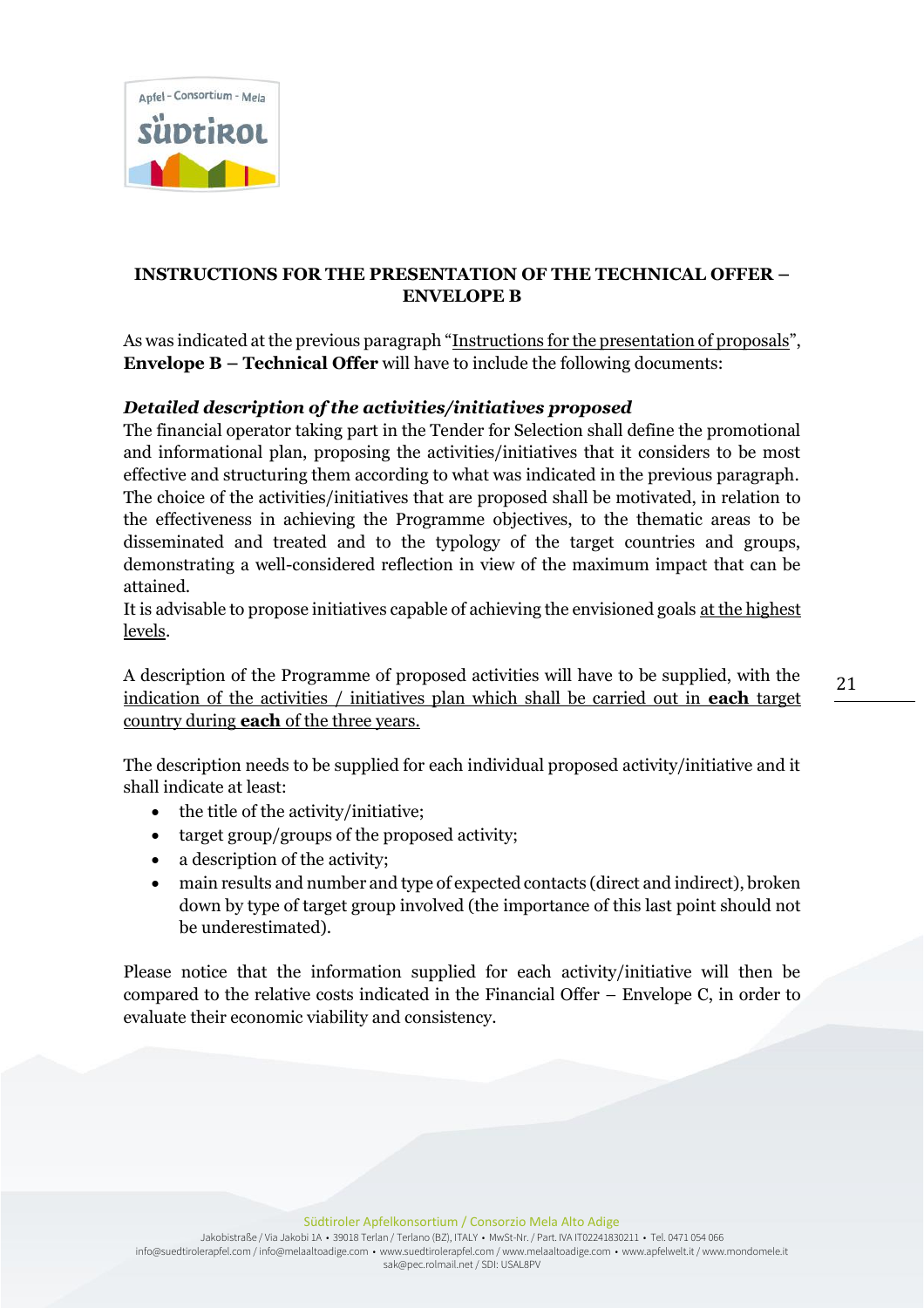## INSTRUCTIONS FOR THE PRESENTATION OF THE TECHNICAL OFFER – ENVELOPE B

As was indicated at the previous paragraph "Instructions for the presentation of proposals", **Envelope B – Technical Offer** will have to include the following documents:

### *Detailed description of the activities/initiatives proposed*

The financial operator taking part in the Tender for Selection shall define the promotional and informational plan, proposing the activities/initiatives that it considers to be most effective and structuring them according to what was indicated in the previous paragraph. The choice of the activities/initiatives that are proposed shall be motivated, in relation to the effectiveness in achieving the Programme objectives, to the thematic areas to be disseminated and treated and to the typology of the target countries and groups, demonstrating a well-considered reflection in view of the maximum impact that can be attained.

It is advisable to propose initiatives capable of achieving the envisioned goals at the highest levels.

A description of the Programme of proposed activities will have to be supplied, with the indication of the activities / initiatives plan which shall be carried out in **each** target country during **each** of the three years.

The description needs to be supplied for each individual proposed activity/initiative and it shall indicate at least:

- the title of the activity/initiative;
- target group/groups of the proposed activity;
- a description of the activity;
- main results and number and type of expected contacts (direct and indirect), broken down by type of target group involved (the importance of this last point should not be underestimated).

Please notice that the information supplied for each activity/initiative will then be compared to the relative costs indicated in the Financial Offer – Envelope C, in order to evaluate their economic viability and consistency.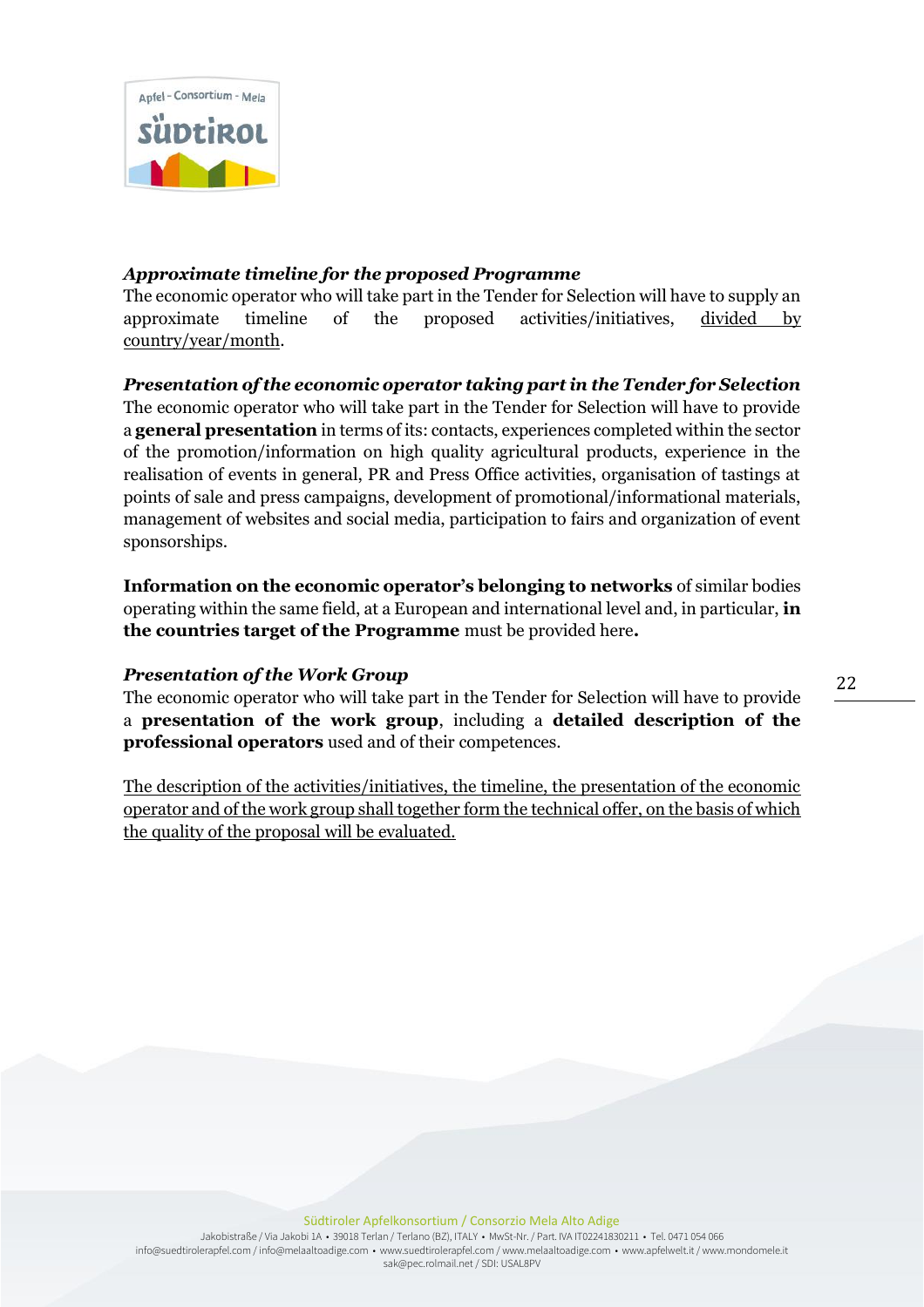***Approximate timeline for the proposed Programme***

The economic operator who will take part in the Tender for Selection will have to supply an approximate timeline of the proposed activities/initiatives, divided by country/year/month.

***Presentation of the economic operator taking part in the Tender for Selection***

The economic operator who will take part in the Tender for Selection will have to provide a **general presentation** in terms of its: contacts, experiences completed within the sector of the promotion/information on high quality agricultural products, experience in the realisation of events in general, PR and Press Office activities, organisation of tastings at points of sale and press campaigns, development of promotional/informational materials, management of websites and social media, participation to fairs and organization of event sponsorships.

**Information on the economic operator's belonging to networks** of similar bodies operating within the same field, at a European and international level and, in particular, **in the countries target of the Programme** must be provided here**.**

***Presentation of the Work Group***

The economic operator who will take part in the Tender for Selection will have to provide a **presentation of the work group**, including a **detailed description of the professional operators** used and of their competences.

The description of the activities/initiatives, the timeline, the presentation of the economic operator and of the work group shall together form the technical offer, on the basis of which the quality of the proposal will be evaluated.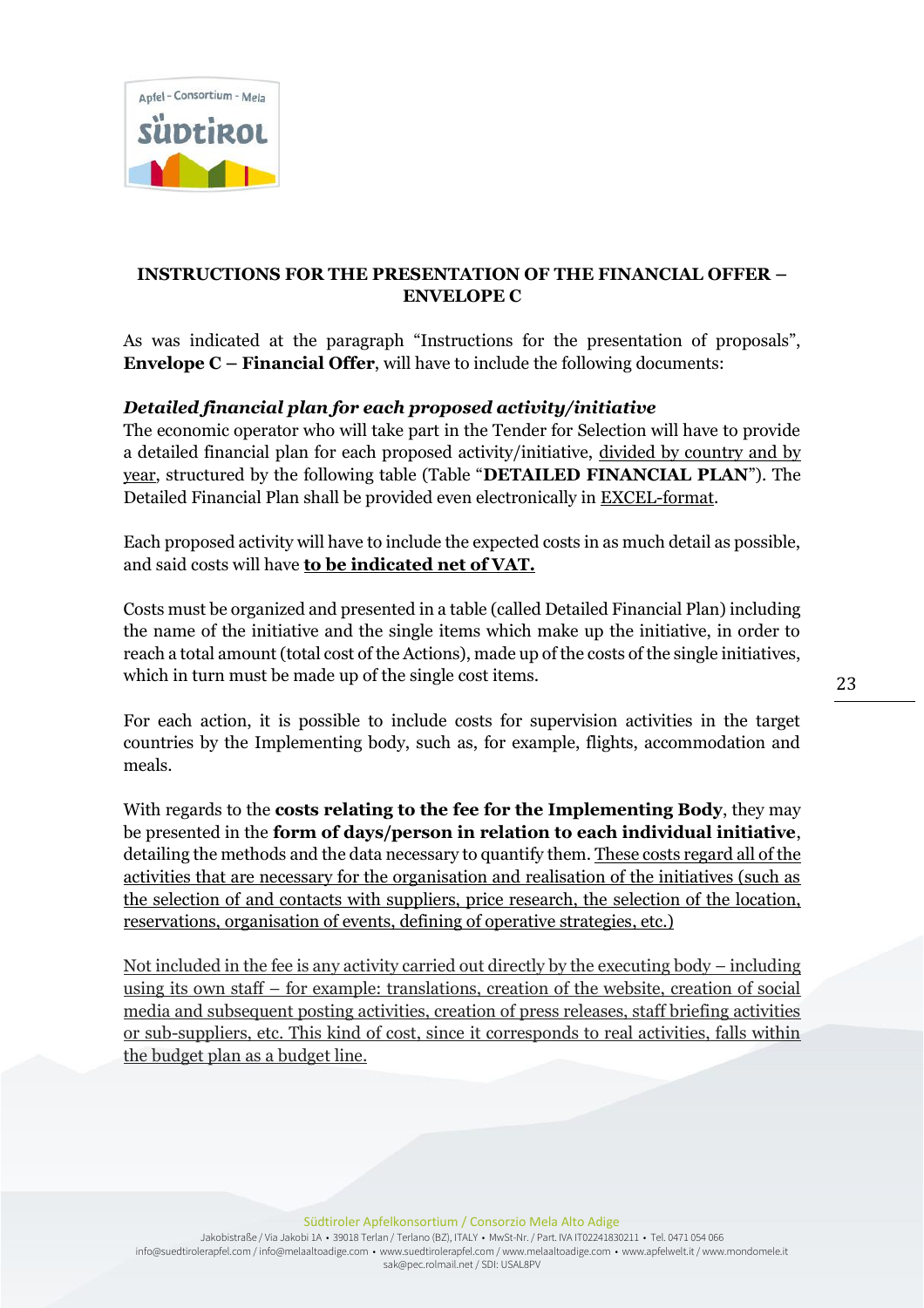## INSTRUCTIONS FOR THE PRESENTATION OF THE FINANCIAL OFFER – ENVELOPE C

As was indicated at the paragraph "Instructions for the presentation of proposals", **Envelope C – Financial Offer**, will have to include the following documents:

***Detailed financial plan for each proposed activity/initiative***

The economic operator who will take part in the Tender for Selection will have to provide a detailed financial plan for each proposed activity/initiative, <u>divided by country and by year</u>, structured by the following table (Table "**DETAILED FINANCIAL PLAN**"). The Detailed Financial Plan shall be provided even electronically in <u>EXCEL-format</u>.

Each proposed activity will have to include the expected costs in as much detail as possible, and said costs will have **<u>to be indicated net of VAT.</u>**

Costs must be organized and presented in a table (called Detailed Financial Plan) including the name of the initiative and the single items which make up the initiative, in order to reach a total amount (total cost of the Actions), made up of the costs of the single initiatives, which in turn must be made up of the single cost items.

For each action, it is possible to include costs for supervision activities in the target countries by the Implementing body, such as, for example, flights, accommodation and meals.

With regards to the **costs relating to the fee for the Implementing Body**, they may be presented in the **form of days/person in relation to each individual initiative**, detailing the methods and the data necessary to quantify them. <u>These costs regard all of the activities that are necessary for the organisation and realisation of the initiatives (such as the selection of and contacts with suppliers, price research, the selection of the location, reservations, organisation of events, defining of operative strategies, etc.)</u>

<u>Not included in the fee is any activity carried out directly by the executing body – including using its own staff – for example: translations, creation of the website, creation of social media and subsequent posting activities, creation of press releases, staff briefing activities or sub-suppliers, etc. This kind of cost, since it corresponds to real activities, falls within the budget plan as a budget line.</u>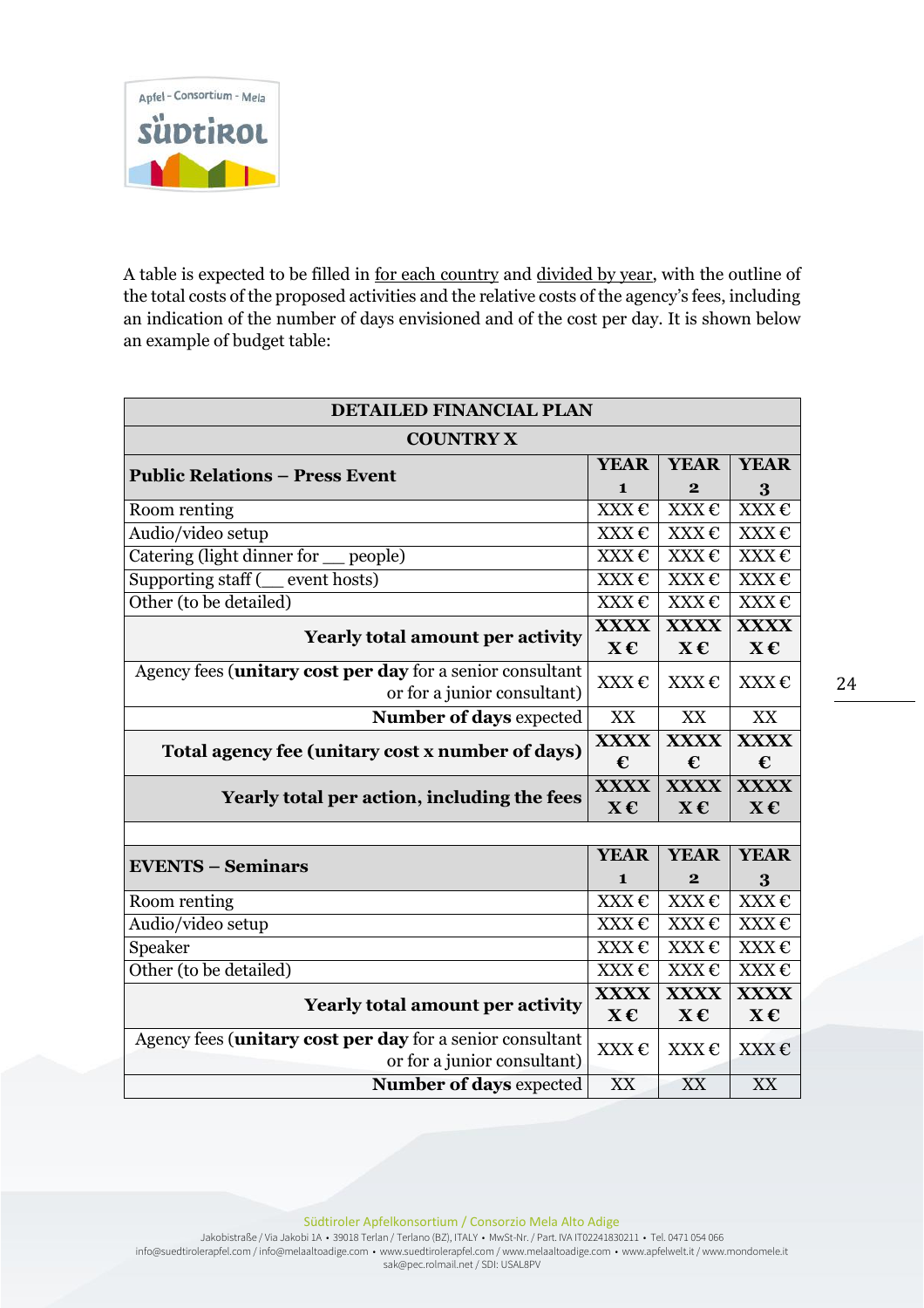A table is expected to be filled in for each country and divided by year, with the outline of the total costs of the proposed activities and the relative costs of the agency's fees, including an indication of the number of days envisioned and of the cost per day. It is shown below an example of budget table:

| DETAILED FINANCIAL PLAN | | | |
|---|---|---|---|
| **COUNTRY X** | | | |
| **Public Relations – Press Event** | **YEAR 1** | **YEAR 2** | **YEAR 3** |
| Room renting | XXX € | XXX € | XXX € |
| Audio/video setup | XXX € | XXX € | XXX € |
| Catering (light dinner for __ people) | XXX € | XXX € | XXX € |
| Supporting staff (__ event hosts) | XXX € | XXX € | XXX € |
| Other (to be detailed) | XXX € | XXX € | XXX € |
| **Yearly total amount per activity** | **XXXX X €** | **XXXX X €** | **XXXX X €** |
| Agency fees (**unitary cost per day** for a senior consultant or for a junior consultant) | XXX € | XXX € | XXX € |
| **Number of days** expected | XX | XX | XX |
| **Total agency fee (unitary cost x number of days)** | **XXXX €** | **XXXX €** | **XXXX €** |
| **Yearly total per action, including the fees** | **XXXX X €** | **XXXX X €** | **XXXX X €** |
| | | | |
| **EVENTS – Seminars** | **YEAR 1** | **YEAR 2** | **YEAR 3** |
| Room renting | XXX € | XXX € | XXX € |
| Audio/video setup | XXX € | XXX € | XXX € |
| Speaker | XXX € | XXX € | XXX € |
| Other (to be detailed) | XXX € | XXX € | XXX € |
| **Yearly total amount per activity** | **XXXX X €** | **XXXX X €** | **XXXX X €** |
| Agency fees (**unitary cost per day** for a senior consultant or for a junior consultant) | XXX € | XXX € | XXX € |
| **Number of days** expected | XX | XX | XX |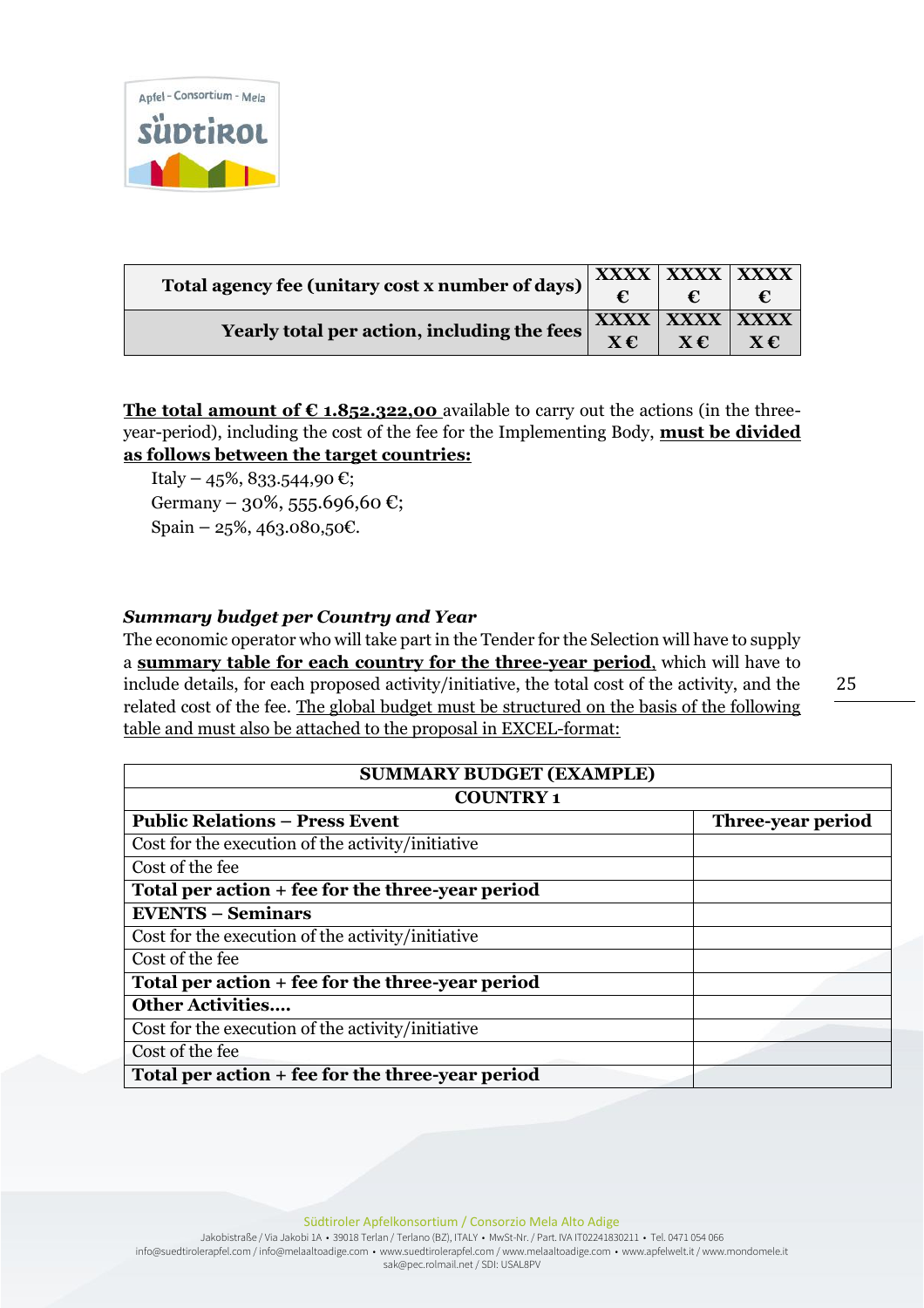| Total agency fee (unitary cost x number of days) | XXXX € | XXXX € | XXXX € |
|---|---|---|---|
| Yearly total per action, including the fees | XXXX X € | XXXX X € | XXXX X € |

**The total amount of € 1.852.322,00** available to carry out the actions (in the three-year-period), including the cost of the fee for the Implementing Body, **must be divided as follows between the target countries:**

Italy – 45%, 833.544,90 €;
Germany – 30%, 555.696,60 €;
Spain – 25%, 463.080,50€.

***Summary budget per Country and Year***

The economic operator who will take part in the Tender for the Selection will have to supply a **summary table for each country for the three-year period**, which will have to include details, for each proposed activity/initiative, the total cost of the activity, and the related cost of the fee. The global budget must be structured on the basis of the following table and must also be attached to the proposal in EXCEL-format:

| **SUMMARY BUDGET (EXAMPLE)** | |
|---|---|
| **COUNTRY 1** | |
| **Public Relations – Press Event** | **Three-year period** |
| Cost for the execution of the activity/initiative | |
| Cost of the fee | |
| **Total per action + fee for the three-year period** | |
| **EVENTS – Seminars** | |
| Cost for the execution of the activity/initiative | |
| Cost of the fee | |
| **Total per action + fee for the three-year period** | |
| **Other Activities….** | |
| Cost for the execution of the activity/initiative | |
| Cost of the fee | |
| **Total per action + fee for the three-year period** | |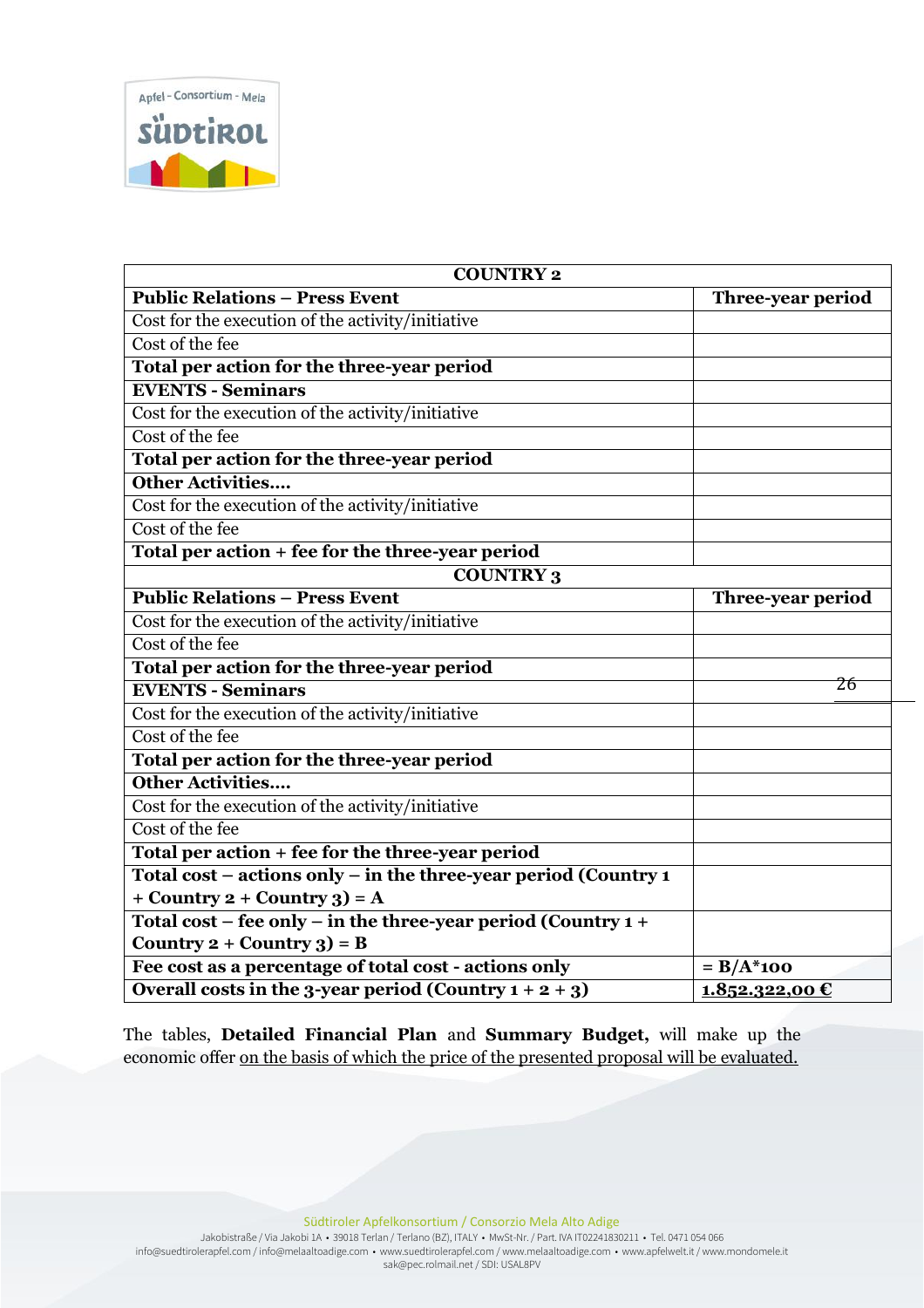| COUNTRY 2 | |
|---|---|
| **Public Relations – Press Event** | **Three-year period** |
| Cost for the execution of the activity/initiative | |
| Cost of the fee | |
| **Total per action for the three-year period** | |
| **EVENTS - Seminars** | |
| Cost for the execution of the activity/initiative | |
| Cost of the fee | |
| **Total per action for the three-year period** | |
| **Other Activities….** | |
| Cost for the execution of the activity/initiative | |
| Cost of the fee | |
| **Total per action + fee for the three-year period** | |
| **COUNTRY 3** | |
| **Public Relations – Press Event** | **Three-year period** |
| Cost for the execution of the activity/initiative | |
| Cost of the fee | |
| **Total per action for the three-year period** | |
| **EVENTS - Seminars** | |
| Cost for the execution of the activity/initiative | |
| Cost of the fee | |
| **Total per action for the three-year period** | |
| **Other Activities….** | |
| Cost for the execution of the activity/initiative | |
| Cost of the fee | |
| **Total per action + fee for the three-year period** | |
| **Total cost – actions only – in the three-year period (Country 1 + Country 2 + Country 3) = A** | |
| **Total cost – fee only – in the three-year period (Country 1 + Country 2 + Country 3) = B** | |
| **Fee cost as a percentage of total cost - actions only** | **= B/A*100** |
| **Overall costs in the 3-year period (Country 1 + 2 + 3)** | **1.852.322,00 €** |

The tables, **Detailed Financial Plan** and **Summary Budget,** will make up the economic offer on the basis of which the price of the presented proposal will be evaluated.